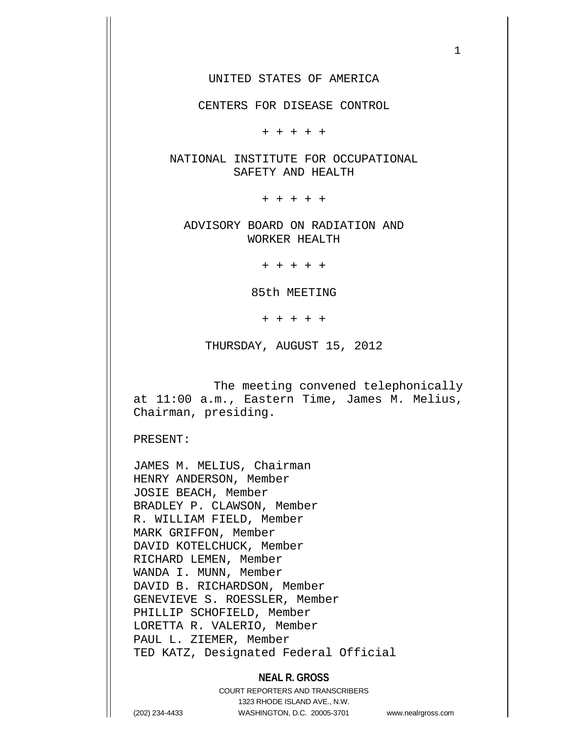UNITED STATES OF AMERICA

CENTERS FOR DISEASE CONTROL

\+ + + + +

NATIONAL INSTITUTE FOR OCCUPATIONAL SAFETY AND HEALTH

\+ + + + +

ADVISORY BOARD ON RADIATION AND WORKER HEALTH

\+ + + + +

85th MEETING

\+ + + + +

THURSDAY, AUGUST 15, 2012

The meeting convened telephonically at 11:00 a.m., Eastern Time, James M. Melius, Chairman, presiding.

PRESENT:

JAMES M. MELIUS, Chairman
HENRY ANDERSON, Member
JOSIE BEACH, Member
BRADLEY P. CLAWSON, Member
R. WILLIAM FIELD, Member
MARK GRIFFON, Member
DAVID KOTELCHUCK, Member
RICHARD LEMEN, Member
WANDA I. MUNN, Member
DAVID B. RICHARDSON, Member
GENEVIEVE S. ROESSLER, Member
PHILLIP SCHOFIELD, Member
LORETTA R. VALERIO, Member
PAUL L. ZIEMER, Member
TED KATZ, Designated Federal Official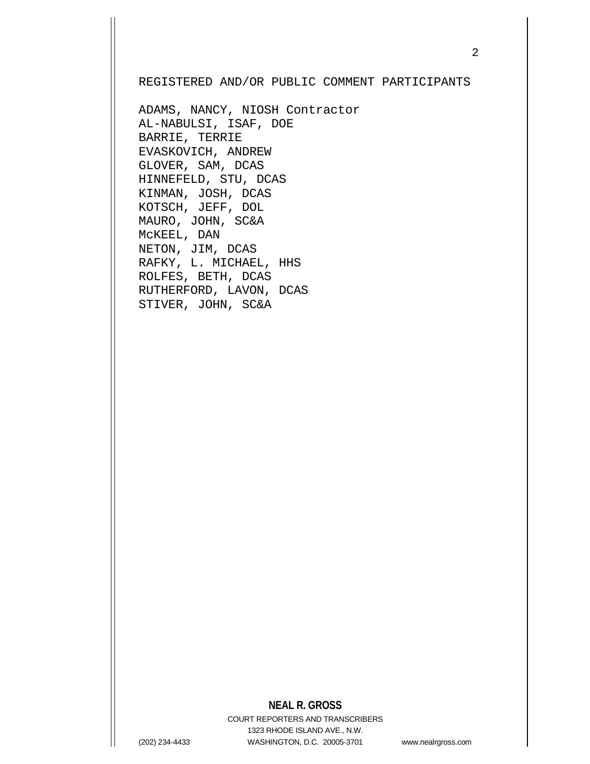REGISTERED AND/OR PUBLIC COMMENT PARTICIPANTS

ADAMS, NANCY, NIOSH Contractor
AL-NABULSI, ISAF, DOE
BARRIE, TERRIE
EVASKOVICH, ANDREW
GLOVER, SAM, DCAS
HINNEFELD, STU, DCAS
KINMAN, JOSH, DCAS
KOTSCH, JEFF, DOL
MAURO, JOHN, SC&A
McKEEL, DAN
NETON, JIM, DCAS
RAFKY, L. MICHAEL, HHS
ROLFES, BETH, DCAS
RUTHERFORD, LAVON, DCAS
STIVER, JOHN, SC&A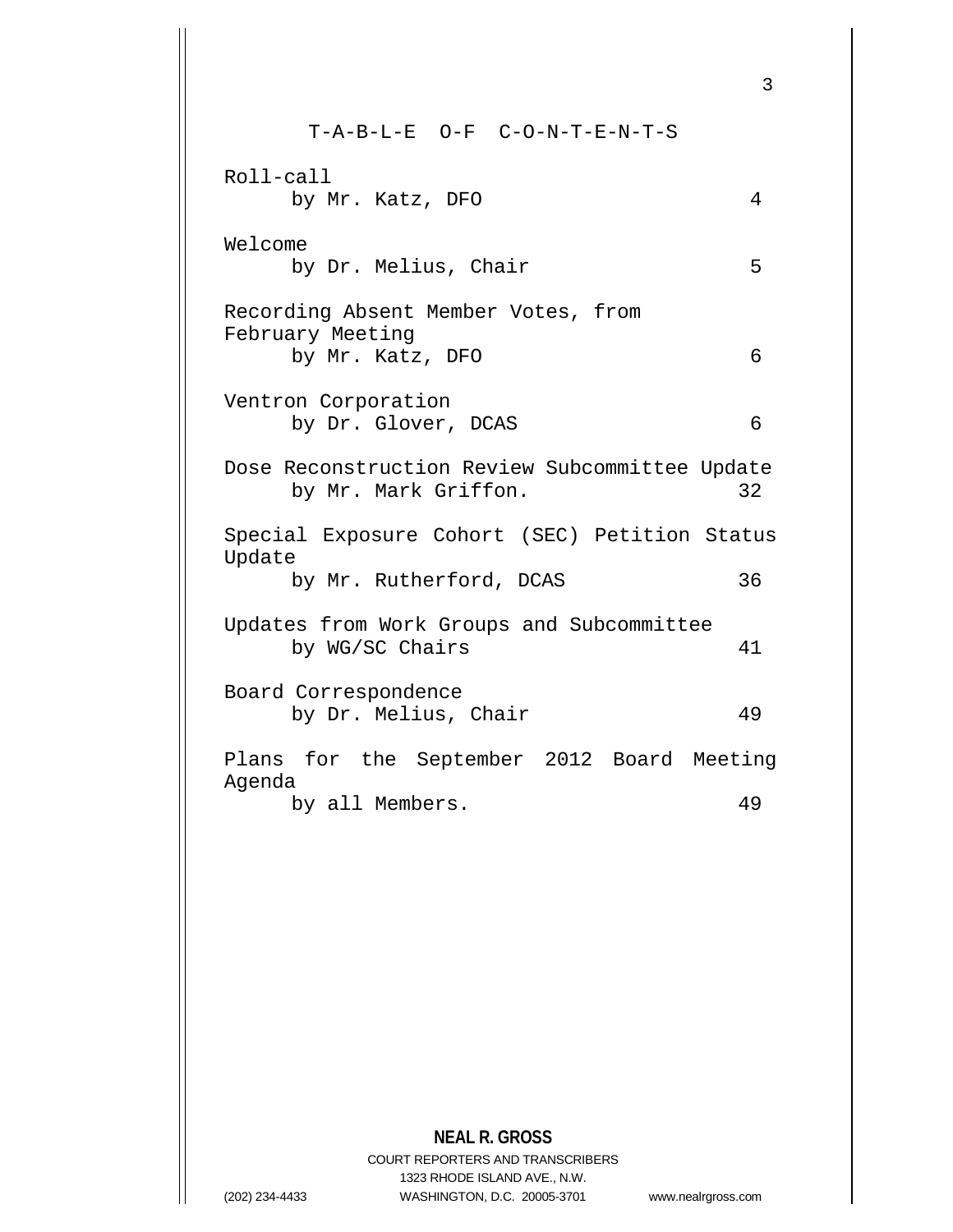# T-A-B-L-E O-F C-O-N-T-E-N-T-S

| Item | Page |
|---|---|
| Roll-call<br>by Mr. Katz, DFO | 4 |
| Welcome<br>by Dr. Melius, Chair | 5 |
| Recording Absent Member Votes, from February Meeting<br>by Mr. Katz, DFO | 6 |
| Ventron Corporation<br>by Dr. Glover, DCAS | 6 |
| Dose Reconstruction Review Subcommittee Update<br>by Mr. Mark Griffon. | 32 |
| Special Exposure Cohort (SEC) Petition Status Update<br>by Mr. Rutherford, DCAS | 36 |
| Updates from Work Groups and Subcommittee<br>by WG/SC Chairs | 41 |
| Board Correspondence<br>by Dr. Melius, Chair | 49 |
| Plans for the September 2012 Board Meeting Agenda<br>by all Members. | 49 |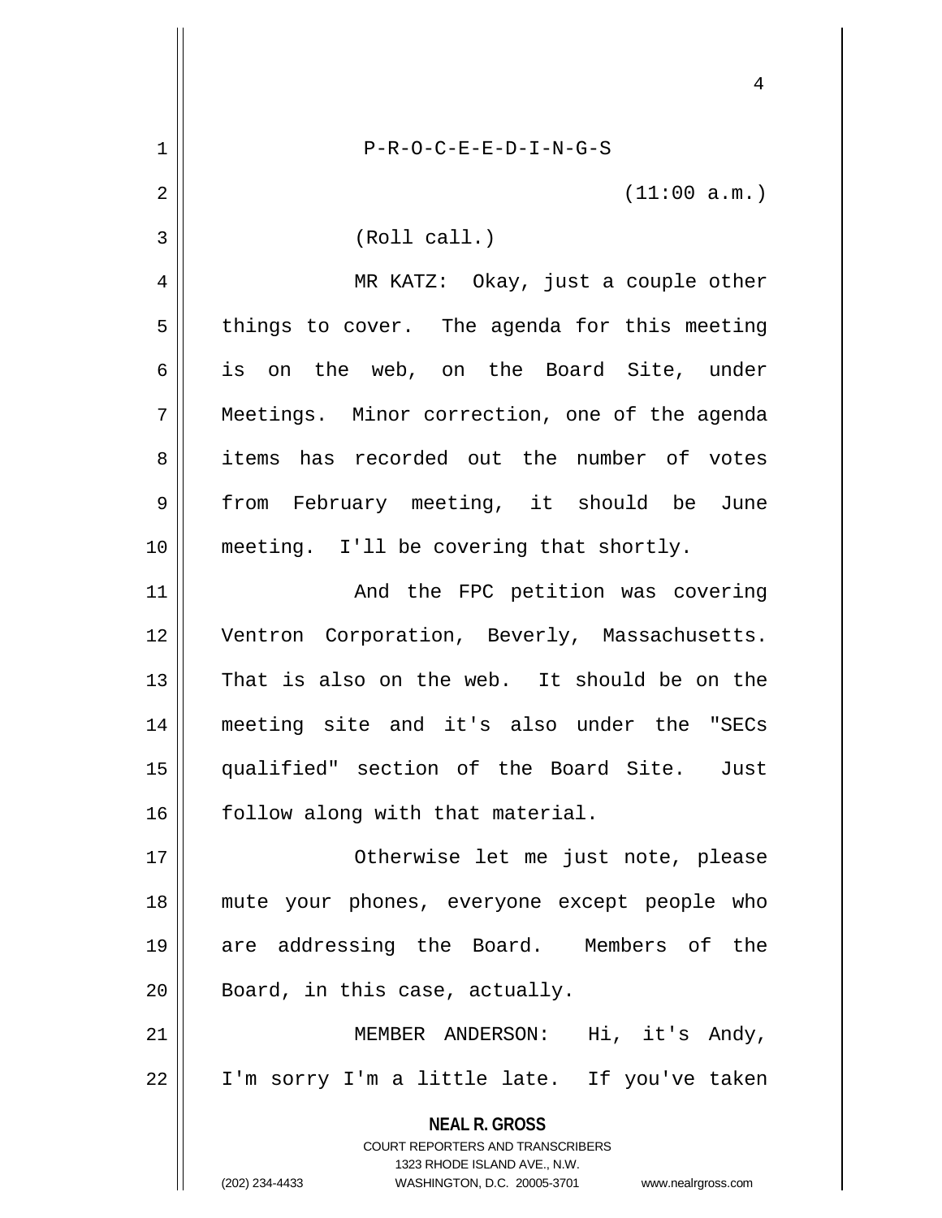P-R-O-C-E-E-D-I-N-G-S

(11:00 a.m.)

(Roll call.)

MR KATZ: Okay, just a couple other things to cover. The agenda for this meeting is on the web, on the Board Site, under Meetings. Minor correction, one of the agenda items has recorded out the number of votes from February meeting, it should be June meeting. I'll be covering that shortly.

And the FPC petition was covering Ventron Corporation, Beverly, Massachusetts. That is also on the web. It should be on the meeting site and it's also under the "SECs qualified" section of the Board Site. Just follow along with that material.

Otherwise let me just note, please mute your phones, everyone except people who are addressing the Board. Members of the Board, in this case, actually.

MEMBER ANDERSON: Hi, it's Andy, I'm sorry I'm a little late. If you've taken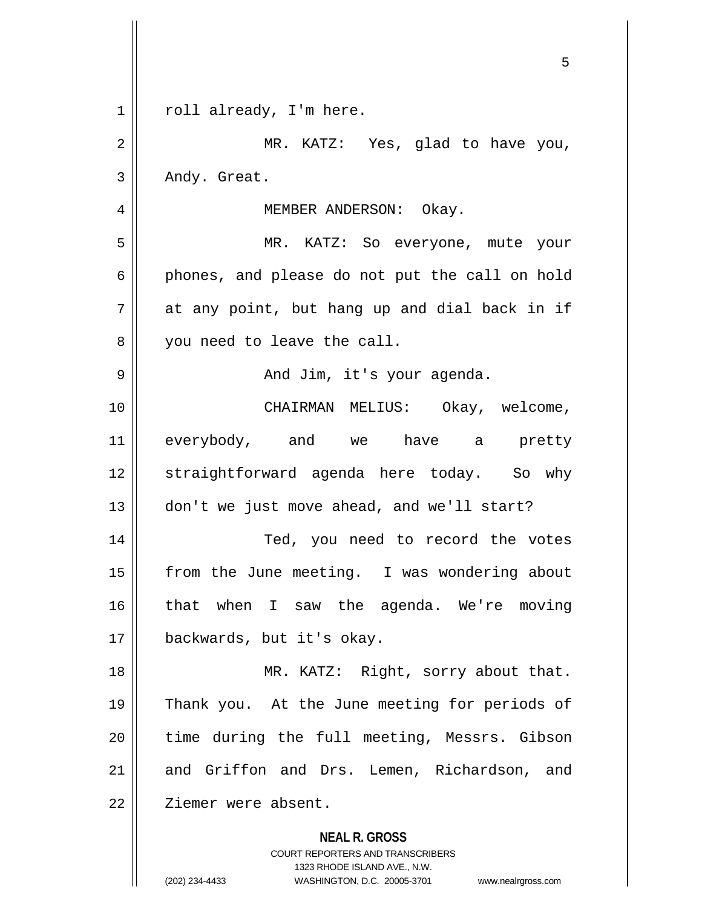roll already, I'm here.

MR. KATZ: Yes, glad to have you, Andy. Great.

MEMBER ANDERSON: Okay.

MR. KATZ: So everyone, mute your phones, and please do not put the call on hold at any point, but hang up and dial back in if you need to leave the call.

And Jim, it's your agenda.

CHAIRMAN MELIUS: Okay, welcome, everybody, and we have a pretty straightforward agenda here today. So why don't we just move ahead, and we'll start?

Ted, you need to record the votes from the June meeting. I was wondering about that when I saw the agenda. We're moving backwards, but it's okay.

MR. KATZ: Right, sorry about that. Thank you. At the June meeting for periods of time during the full meeting, Messrs. Gibson and Griffon and Drs. Lemen, Richardson, and Ziemer were absent.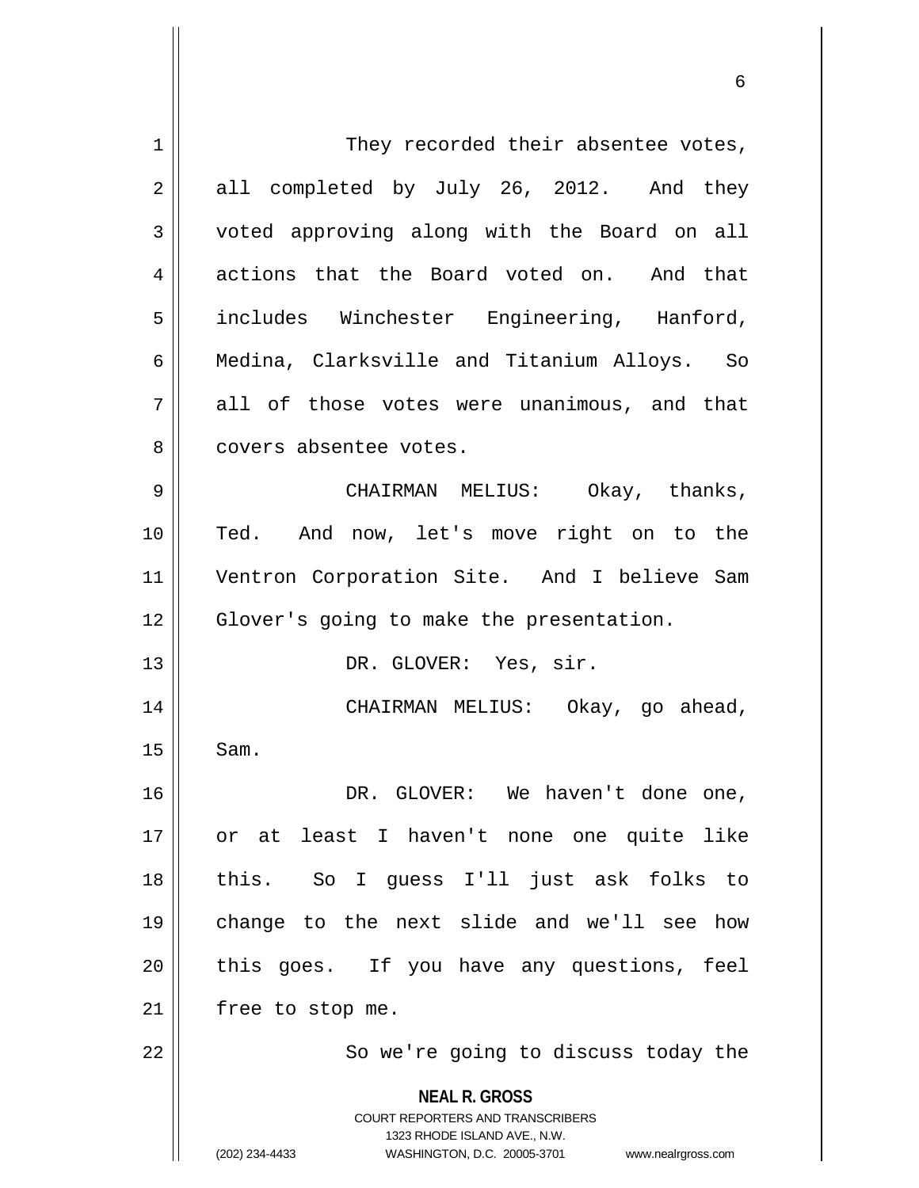They recorded their absentee votes, all completed by July 26, 2012. And they voted approving along with the Board on all actions that the Board voted on. And that includes Winchester Engineering, Hanford, Medina, Clarksville and Titanium Alloys. So all of those votes were unanimous, and that covers absentee votes.

CHAIRMAN MELIUS: Okay, thanks, Ted. And now, let's move right on to the Ventron Corporation Site. And I believe Sam Glover's going to make the presentation.

DR. GLOVER: Yes, sir.

CHAIRMAN MELIUS: Okay, go ahead, Sam.

DR. GLOVER: We haven't done one, or at least I haven't none one quite like this. So I guess I'll just ask folks to change to the next slide and we'll see how this goes. If you have any questions, feel free to stop me.

So we're going to discuss today the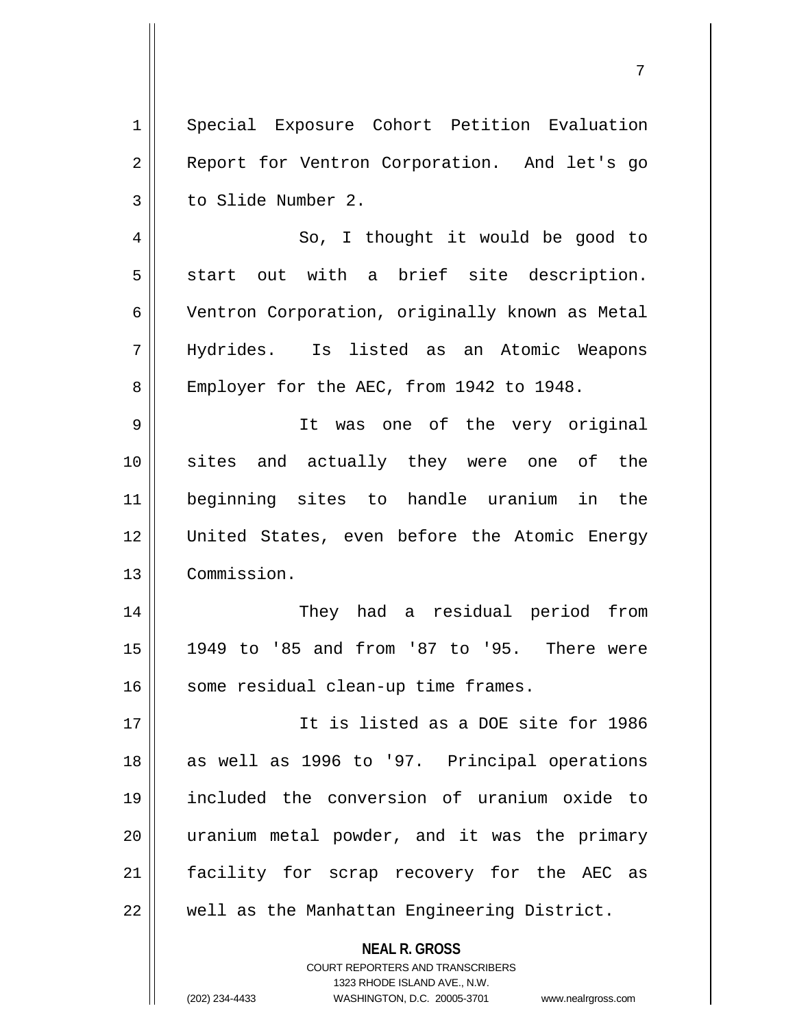Special Exposure Cohort Petition Evaluation Report for Ventron Corporation. And let's go to Slide Number 2.

So, I thought it would be good to start out with a brief site description. Ventron Corporation, originally known as Metal Hydrides. Is listed as an Atomic Weapons Employer for the AEC, from 1942 to 1948.

It was one of the very original sites and actually they were one of the beginning sites to handle uranium in the United States, even before the Atomic Energy Commission.

They had a residual period from 1949 to '85 and from '87 to '95. There were some residual clean-up time frames.

It is listed as a DOE site for 1986 as well as 1996 to '97. Principal operations included the conversion of uranium oxide to uranium metal powder, and it was the primary facility for scrap recovery for the AEC as well as the Manhattan Engineering District.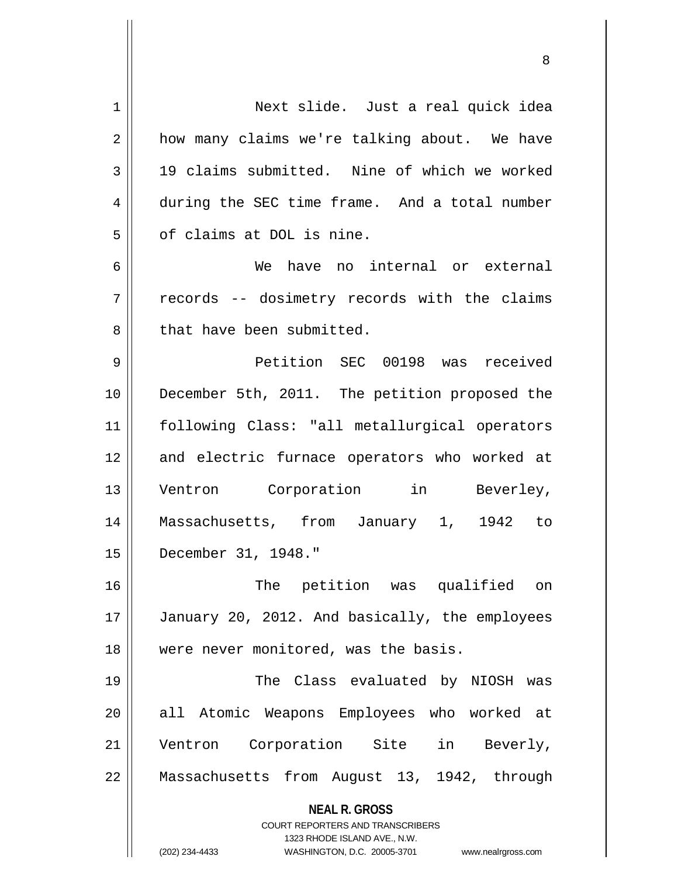Next slide. Just a real quick idea how many claims we're talking about. We have 19 claims submitted. Nine of which we worked during the SEC time frame. And a total number of claims at DOL is nine.

We have no internal or external records -- dosimetry records with the claims that have been submitted.

Petition SEC 00198 was received December 5th, 2011. The petition proposed the following Class: "all metallurgical operators and electric furnace operators who worked at Ventron Corporation in Beverley, Massachusetts, from January 1, 1942 to December 31, 1948."

The petition was qualified on January 20, 2012. And basically, the employees were never monitored, was the basis.

The Class evaluated by NIOSH was all Atomic Weapons Employees who worked at Ventron Corporation Site in Beverly, Massachusetts from August 13, 1942, through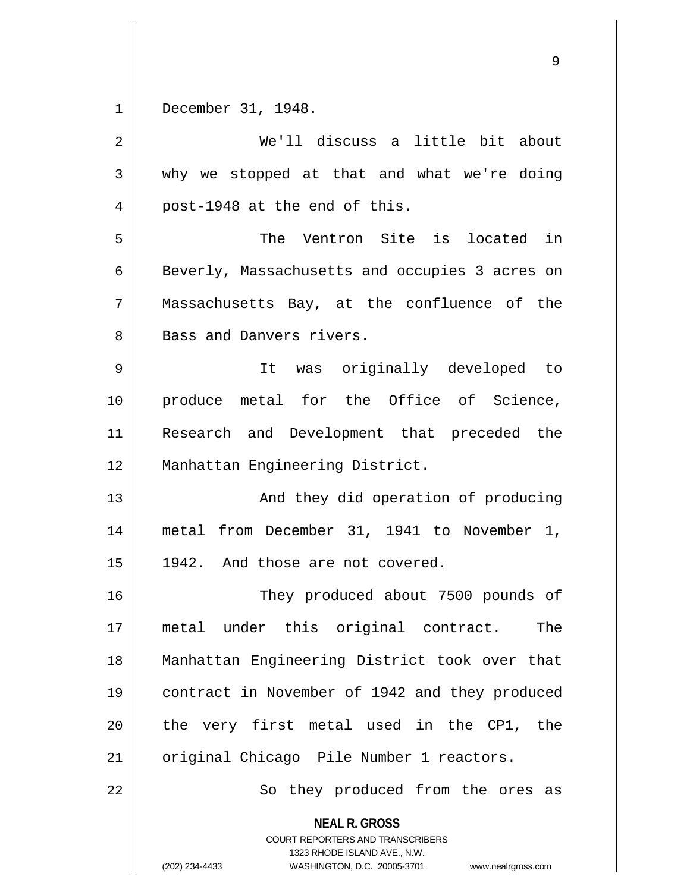December 31, 1948.

We'll discuss a little bit about why we stopped at that and what we're doing post-1948 at the end of this.

The Ventron Site is located in Beverly, Massachusetts and occupies 3 acres on Massachusetts Bay, at the confluence of the Bass and Danvers rivers.

It was originally developed to produce metal for the Office of Science, Research and Development that preceded the Manhattan Engineering District.

And they did operation of producing metal from December 31, 1941 to November 1, 1942. And those are not covered.

They produced about 7500 pounds of metal under this original contract. The Manhattan Engineering District took over that contract in November of 1942 and they produced the very first metal used in the CP1, the original Chicago Pile Number 1 reactors.

So they produced from the ores as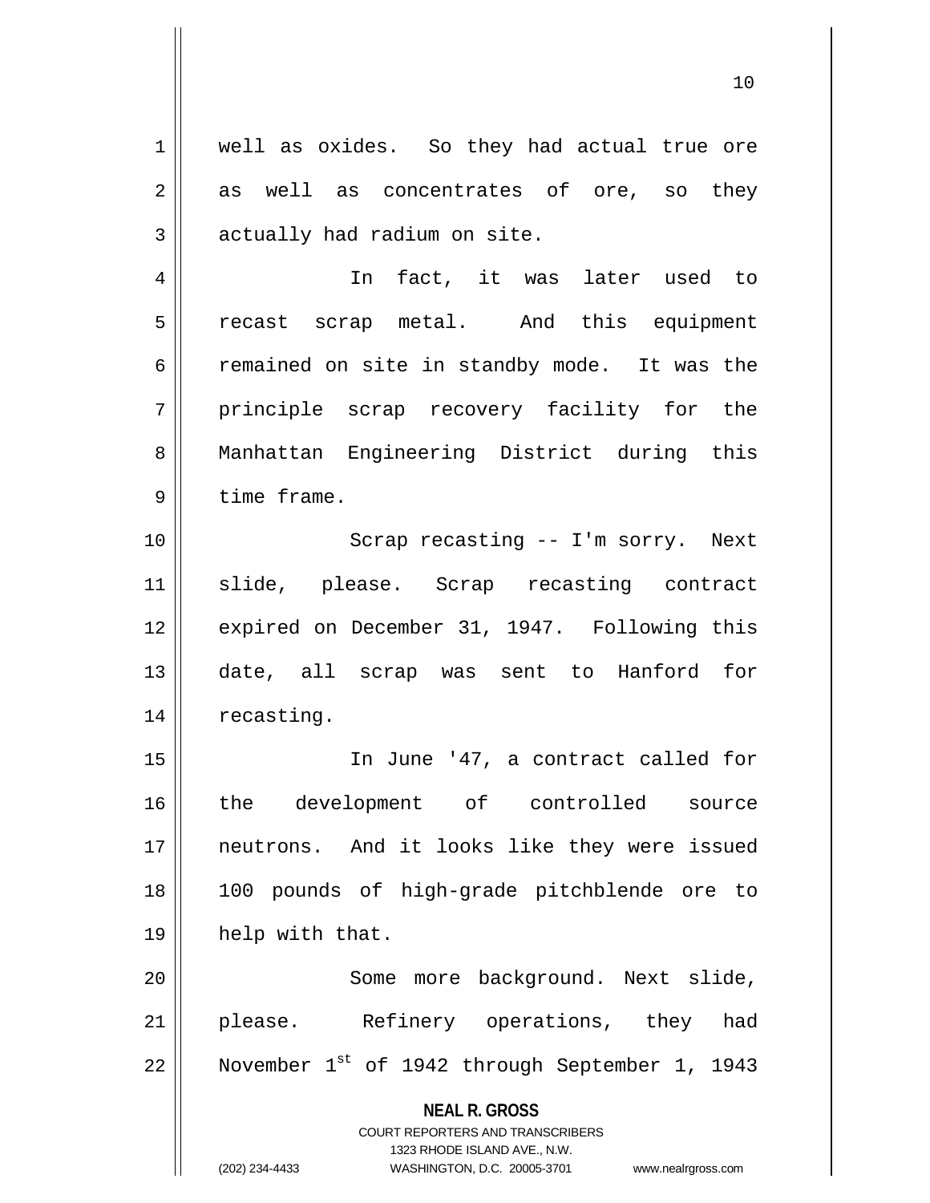well as oxides. So they had actual true ore as well as concentrates of ore, so they actually had radium on site.

In fact, it was later used to recast scrap metal. And this equipment remained on site in standby mode. It was the principle scrap recovery facility for the Manhattan Engineering District during this time frame.

Scrap recasting -- I'm sorry. Next slide, please. Scrap recasting contract expired on December 31, 1947. Following this date, all scrap was sent to Hanford for recasting.

In June '47, a contract called for the development of controlled source neutrons. And it looks like they were issued 100 pounds of high-grade pitchblende ore to help with that.

Some more background. Next slide, please. Refinery operations, they had November 1st of 1942 through September 1, 1943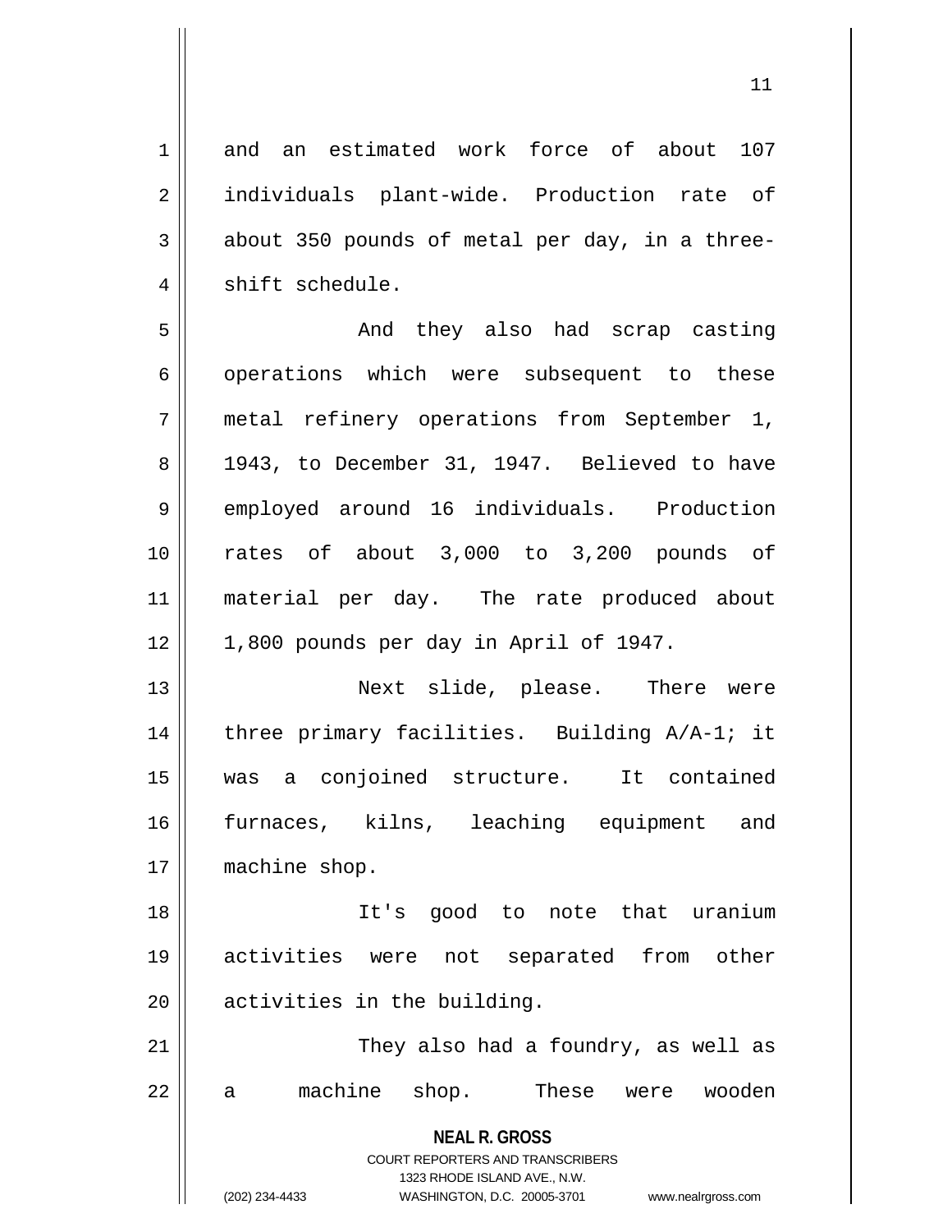and an estimated work force of about 107 individuals plant-wide. Production rate of about 350 pounds of metal per day, in a three-shift schedule.

And they also had scrap casting operations which were subsequent to these metal refinery operations from September 1, 1943, to December 31, 1947. Believed to have employed around 16 individuals. Production rates of about 3,000 to 3,200 pounds of material per day. The rate produced about 1,800 pounds per day in April of 1947.

Next slide, please. There were three primary facilities. Building A/A-1; it was a conjoined structure. It contained furnaces, kilns, leaching equipment and machine shop.

It's good to note that uranium activities were not separated from other activities in the building.

They also had a foundry, as well as a machine shop. These were wooden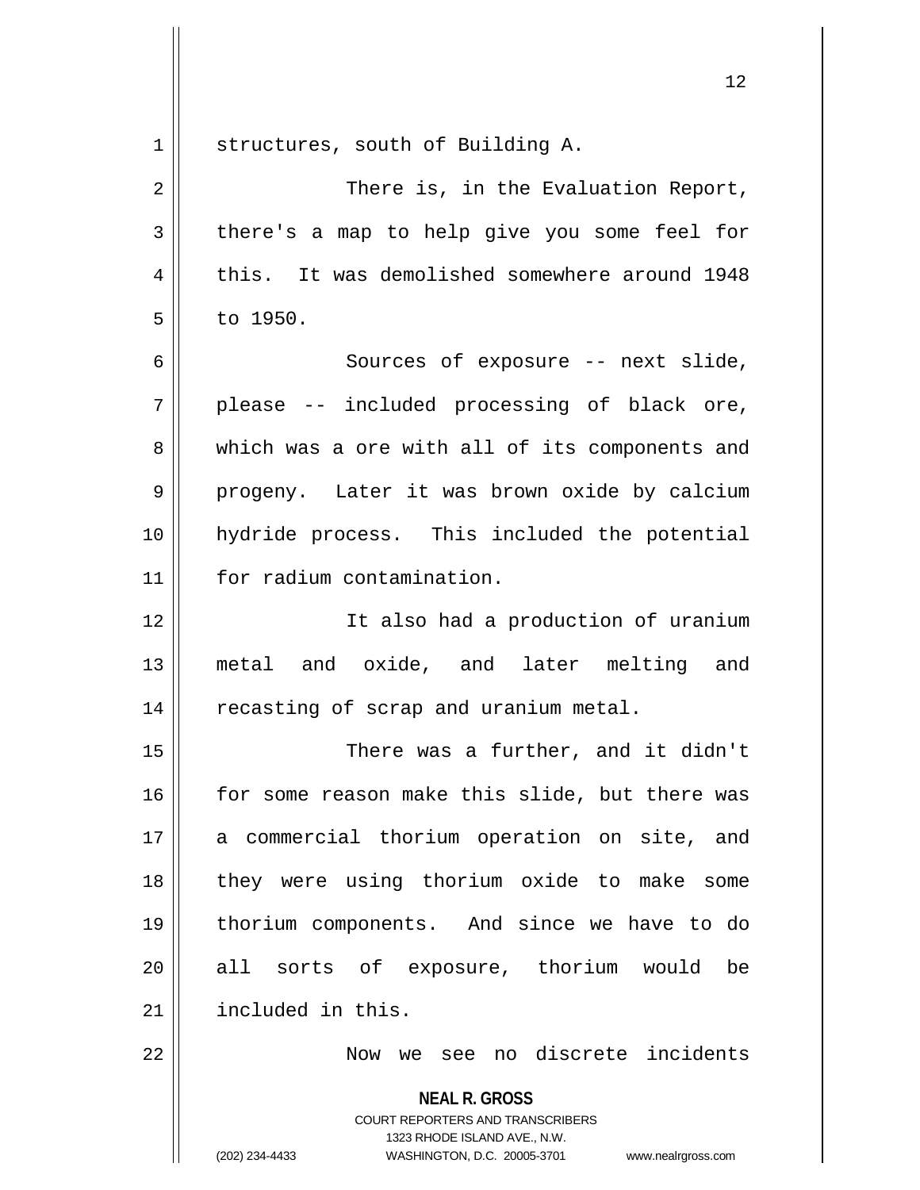structures, south of Building A.

There is, in the Evaluation Report, there's a map to help give you some feel for this. It was demolished somewhere around 1948 to 1950.

Sources of exposure -- next slide, please -- included processing of black ore, which was a ore with all of its components and progeny. Later it was brown oxide by calcium hydride process. This included the potential for radium contamination.

It also had a production of uranium metal and oxide, and later melting and recasting of scrap and uranium metal.

There was a further, and it didn't for some reason make this slide, but there was a commercial thorium operation on site, and they were using thorium oxide to make some thorium components. And since we have to do all sorts of exposure, thorium would be included in this.

Now we see no discrete incidents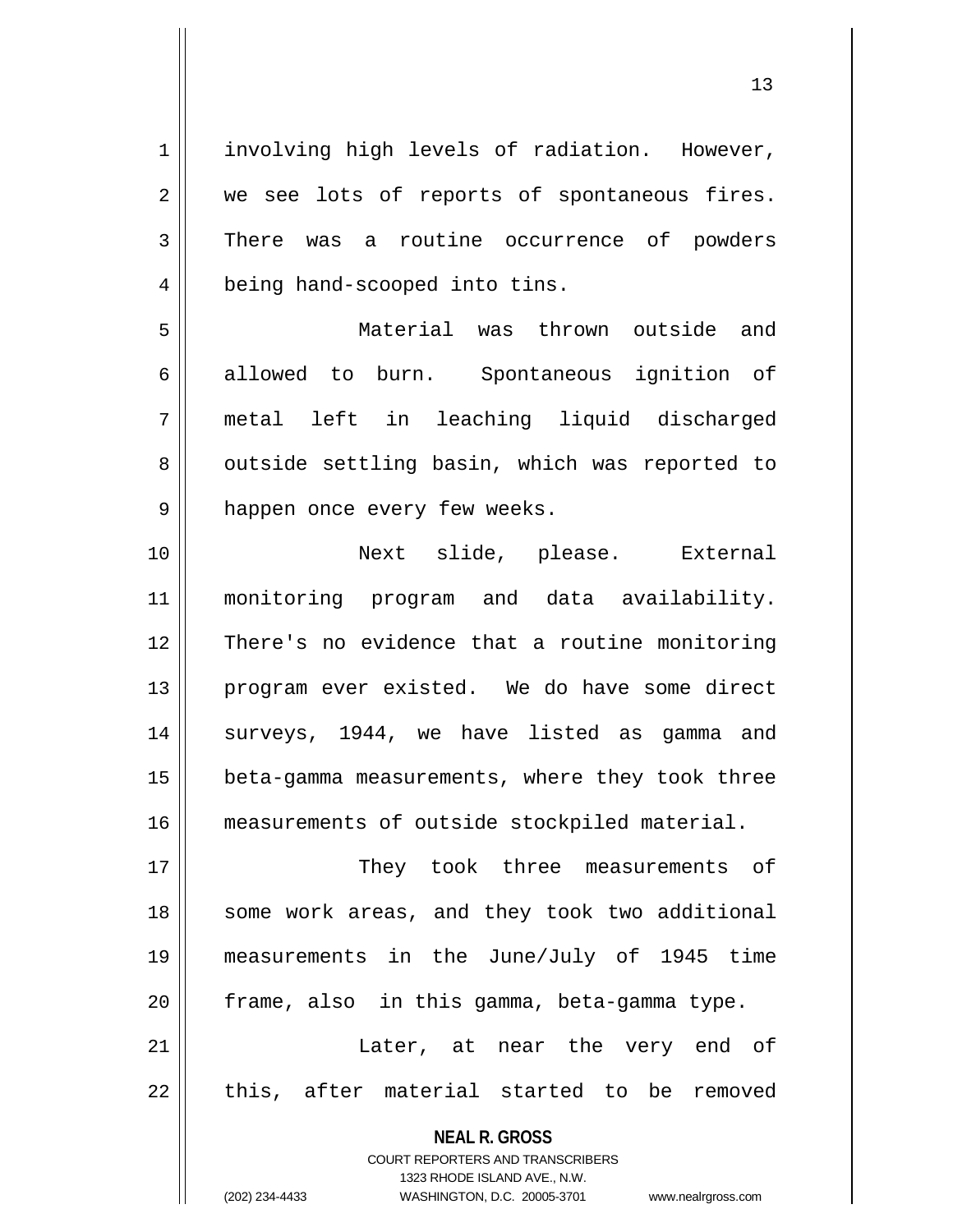involving high levels of radiation. However, we see lots of reports of spontaneous fires. There was a routine occurrence of powders being hand-scooped into tins.

Material was thrown outside and allowed to burn. Spontaneous ignition of metal left in leaching liquid discharged outside settling basin, which was reported to happen once every few weeks.

Next slide, please. External monitoring program and data availability. There's no evidence that a routine monitoring program ever existed. We do have some direct surveys, 1944, we have listed as gamma and beta-gamma measurements, where they took three measurements of outside stockpiled material.

They took three measurements of some work areas, and they took two additional measurements in the June/July of 1945 time frame, also in this gamma, beta-gamma type.

Later, at near the very end of this, after material started to be removed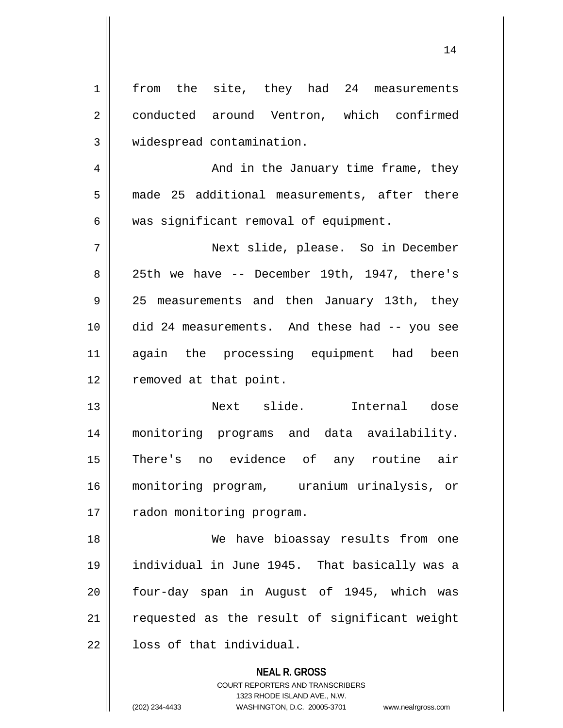from the site, they had 24 measurements conducted around Ventron, which confirmed widespread contamination.

And in the January time frame, they made 25 additional measurements, after there was significant removal of equipment.

Next slide, please. So in December 25th we have -- December 19th, 1947, there's 25 measurements and then January 13th, they did 24 measurements. And these had -- you see again the processing equipment had been removed at that point.

Next slide. Internal dose monitoring programs and data availability. There's no evidence of any routine air monitoring program, uranium urinalysis, or radon monitoring program.

We have bioassay results from one individual in June 1945. That basically was a four-day span in August of 1945, which was requested as the result of significant weight loss of that individual.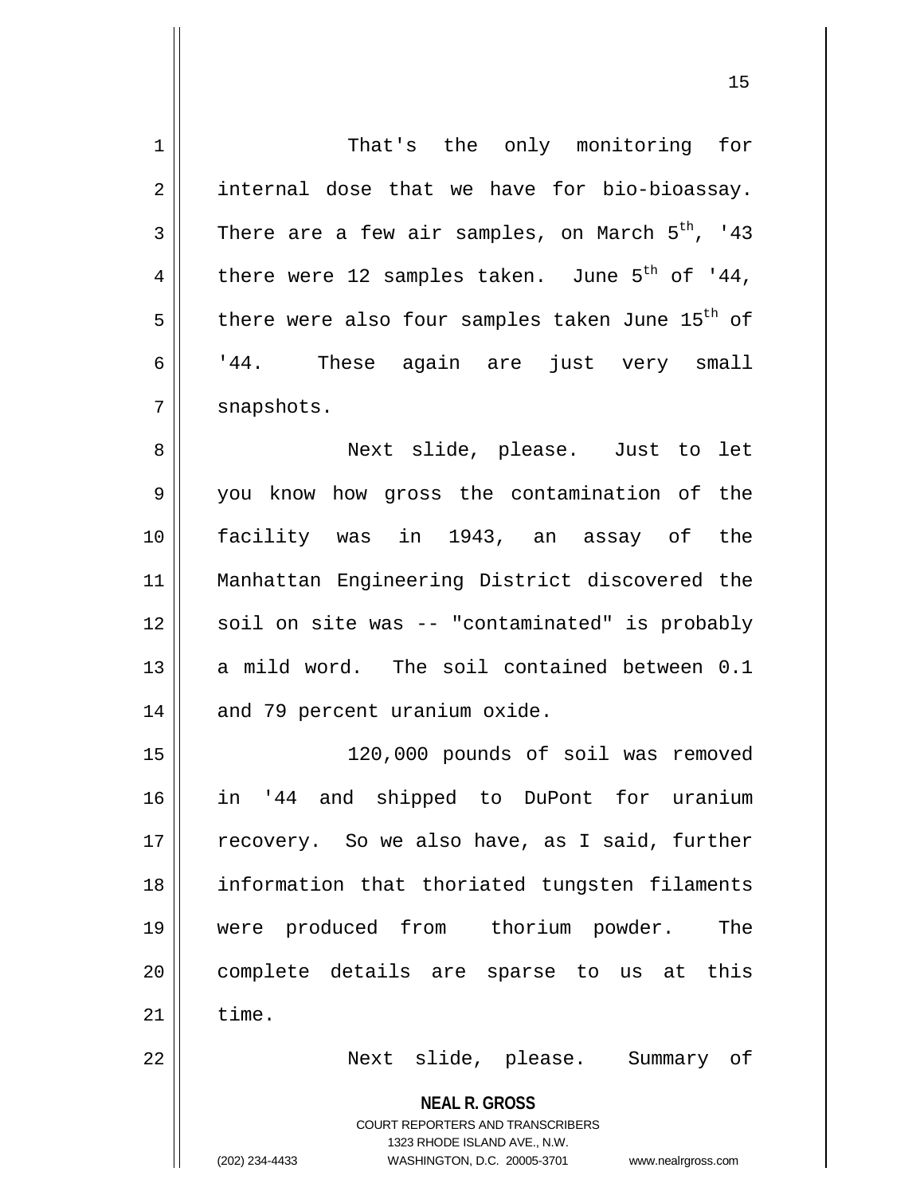That's the only monitoring for internal dose that we have for bio-bioassay. There are a few air samples, on March 5th, '43 there were 12 samples taken. June 5th of '44, there were also four samples taken June 15th of '44. These again are just very small snapshots.

Next slide, please. Just to let you know how gross the contamination of the facility was in 1943, an assay of the Manhattan Engineering District discovered the soil on site was -- "contaminated" is probably a mild word. The soil contained between 0.1 and 79 percent uranium oxide.

120,000 pounds of soil was removed in '44 and shipped to DuPont for uranium recovery. So we also have, as I said, further information that thoriated tungsten filaments were produced from thorium powder. The complete details are sparse to us at this time.

Next slide, please. Summary of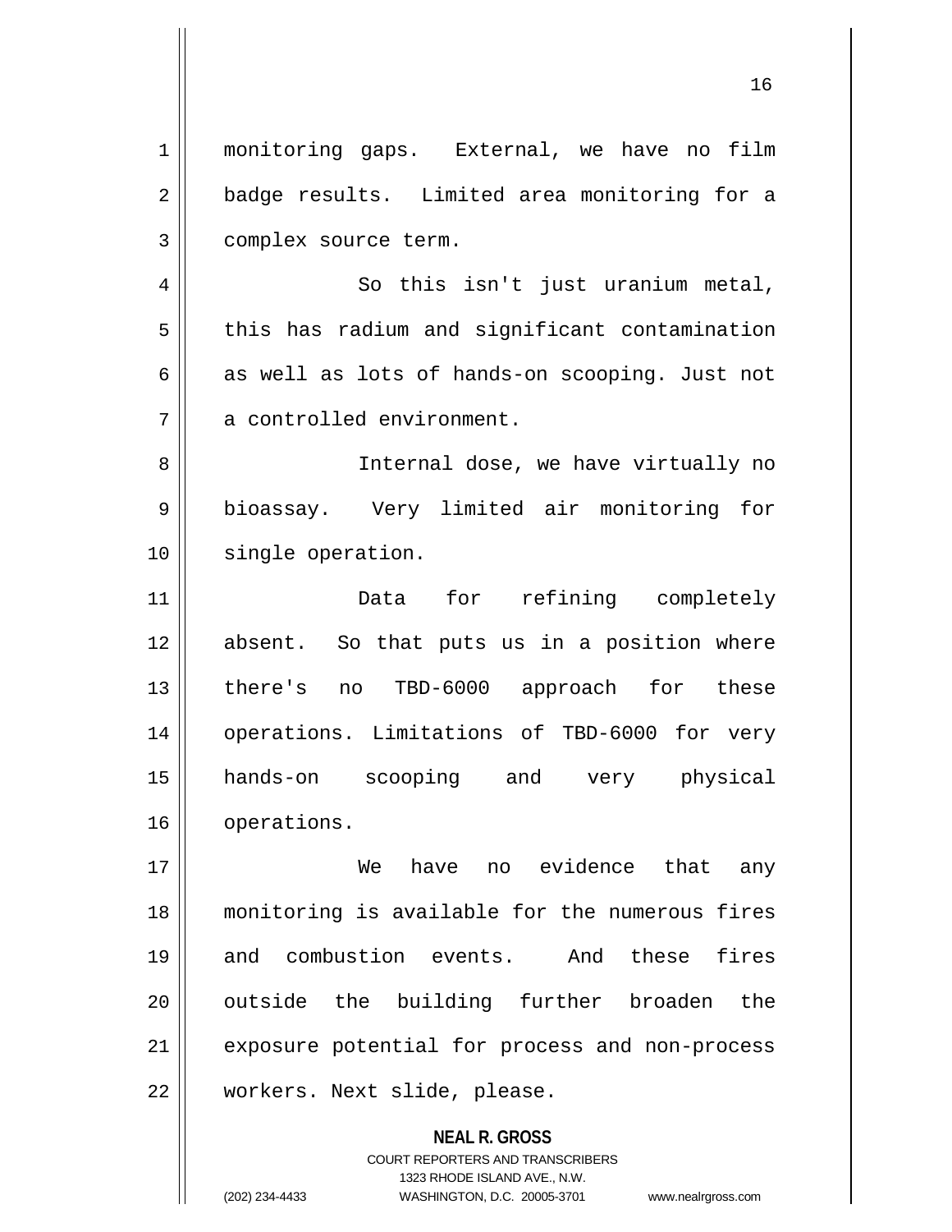monitoring gaps. External, we have no film badge results. Limited area monitoring for a complex source term.

So this isn't just uranium metal, this has radium and significant contamination as well as lots of hands-on scooping. Just not a controlled environment.

Internal dose, we have virtually no bioassay. Very limited air monitoring for single operation.

Data for refining completely absent. So that puts us in a position where there's no TBD-6000 approach for these operations. Limitations of TBD-6000 for very hands-on scooping and very physical operations.

We have no evidence that any monitoring is available for the numerous fires and combustion events. And these fires outside the building further broaden the exposure potential for process and non-process workers. Next slide, please.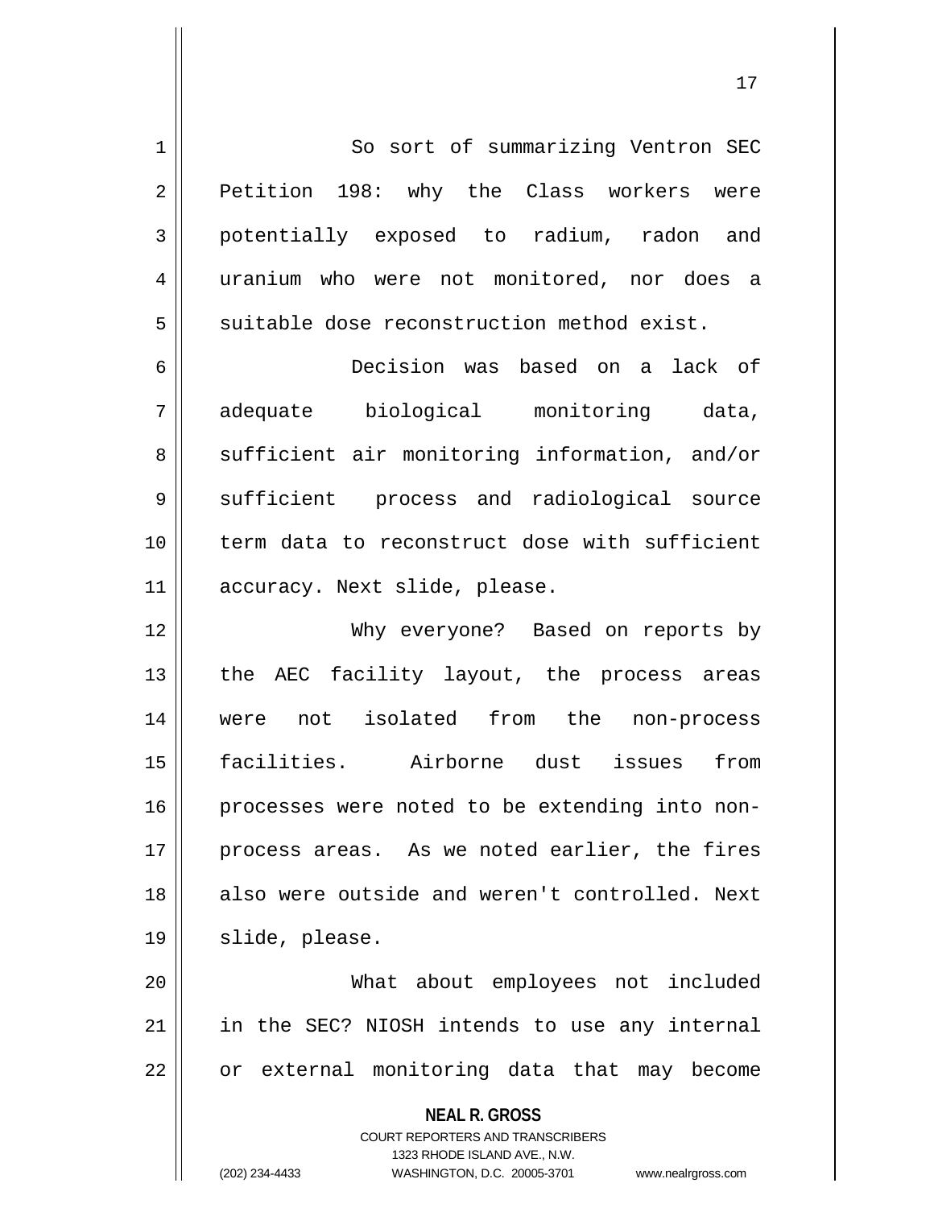So sort of summarizing Ventron SEC Petition 198: why the Class workers were potentially exposed to radium, radon and uranium who were not monitored, nor does a suitable dose reconstruction method exist.

Decision was based on a lack of adequate biological monitoring data, sufficient air monitoring information, and/or sufficient process and radiological source term data to reconstruct dose with sufficient accuracy. Next slide, please.

Why everyone? Based on reports by the AEC facility layout, the process areas were not isolated from the non-process facilities. Airborne dust issues from processes were noted to be extending into non-process areas. As we noted earlier, the fires also were outside and weren't controlled. Next slide, please.

What about employees not included in the SEC? NIOSH intends to use any internal or external monitoring data that may become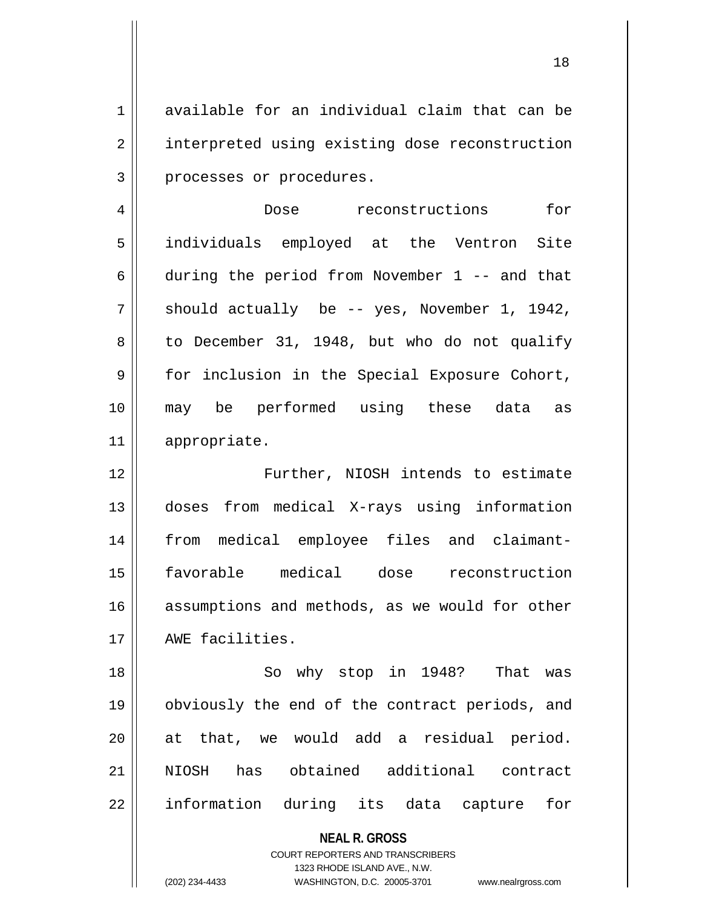available for an individual claim that can be interpreted using existing dose reconstruction processes or procedures.

Dose reconstructions for individuals employed at the Ventron Site during the period from November 1 -- and that should actually be -- yes, November 1, 1942, to December 31, 1948, but who do not qualify for inclusion in the Special Exposure Cohort, may be performed using these data as appropriate.

Further, NIOSH intends to estimate doses from medical X-rays using information from medical employee files and claimant-favorable medical dose reconstruction assumptions and methods, as we would for other AWE facilities.

So why stop in 1948? That was obviously the end of the contract periods, and at that, we would add a residual period. NIOSH has obtained additional contract information during its data capture for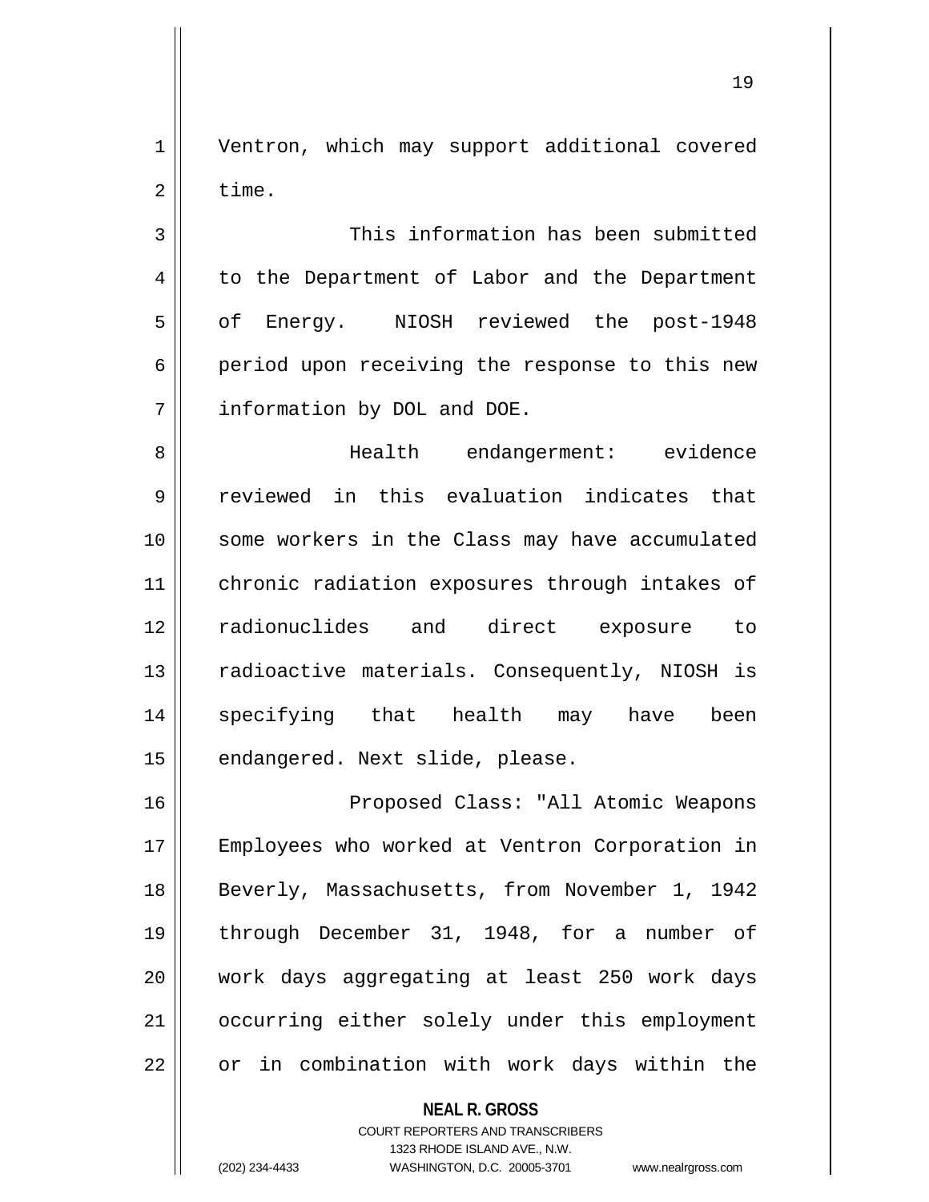Ventron, which may support additional covered time.

This information has been submitted to the Department of Labor and the Department of Energy. NIOSH reviewed the post-1948 period upon receiving the response to this new information by DOL and DOE.

Health endangerment: evidence reviewed in this evaluation indicates that some workers in the Class may have accumulated chronic radiation exposures through intakes of radionuclides and direct exposure to radioactive materials. Consequently, NIOSH is specifying that health may have been endangered. Next slide, please.

Proposed Class: "All Atomic Weapons Employees who worked at Ventron Corporation in Beverly, Massachusetts, from November 1, 1942 through December 31, 1948, for a number of work days aggregating at least 250 work days occurring either solely under this employment or in combination with work days within the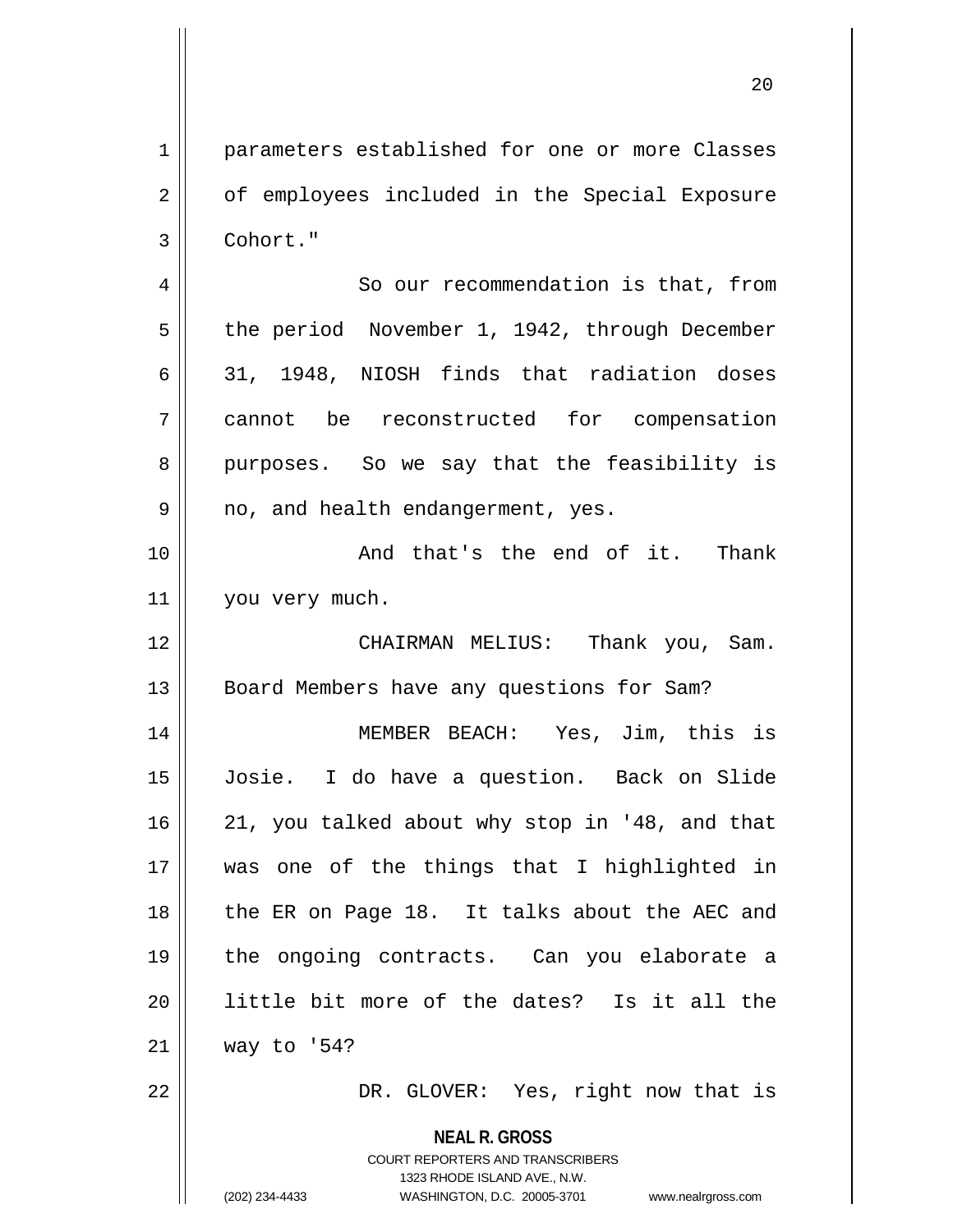parameters established for one or more Classes of employees included in the Special Exposure Cohort."

So our recommendation is that, from the period November 1, 1942, through December 31, 1948, NIOSH finds that radiation doses cannot be reconstructed for compensation purposes. So we say that the feasibility is no, and health endangerment, yes.

And that's the end of it. Thank you very much.

CHAIRMAN MELIUS: Thank you, Sam. Board Members have any questions for Sam?

MEMBER BEACH: Yes, Jim, this is Josie. I do have a question. Back on Slide 21, you talked about why stop in '48, and that was one of the things that I highlighted in the ER on Page 18. It talks about the AEC and the ongoing contracts. Can you elaborate a little bit more of the dates? Is it all the way to '54?

DR. GLOVER: Yes, right now that is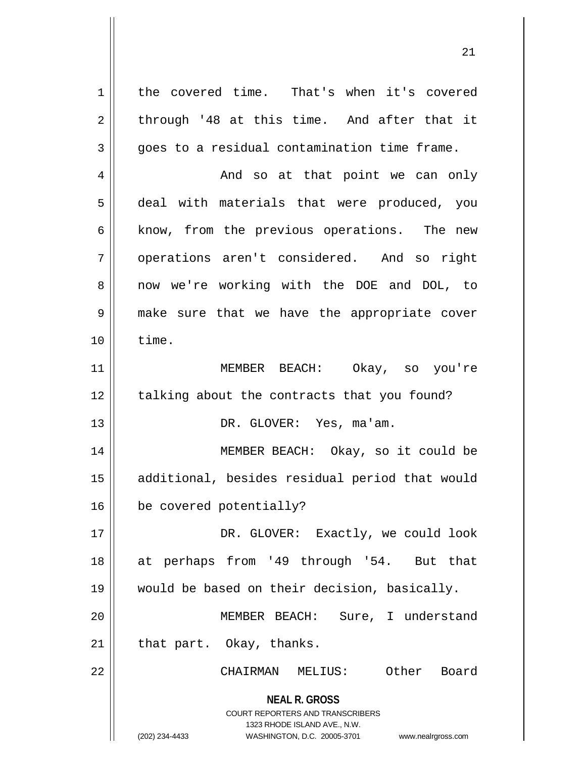the covered time. That's when it's covered through '48 at this time. And after that it goes to a residual contamination time frame.

And so at that point we can only deal with materials that were produced, you know, from the previous operations. The new operations aren't considered. And so right now we're working with the DOE and DOL, to make sure that we have the appropriate cover time.

MEMBER BEACH: Okay, so you're talking about the contracts that you found?

DR. GLOVER: Yes, ma'am.

MEMBER BEACH: Okay, so it could be additional, besides residual period that would be covered potentially?

DR. GLOVER: Exactly, we could look at perhaps from '49 through '54. But that would be based on their decision, basically.

MEMBER BEACH: Sure, I understand that part. Okay, thanks.

CHAIRMAN MELIUS: Other Board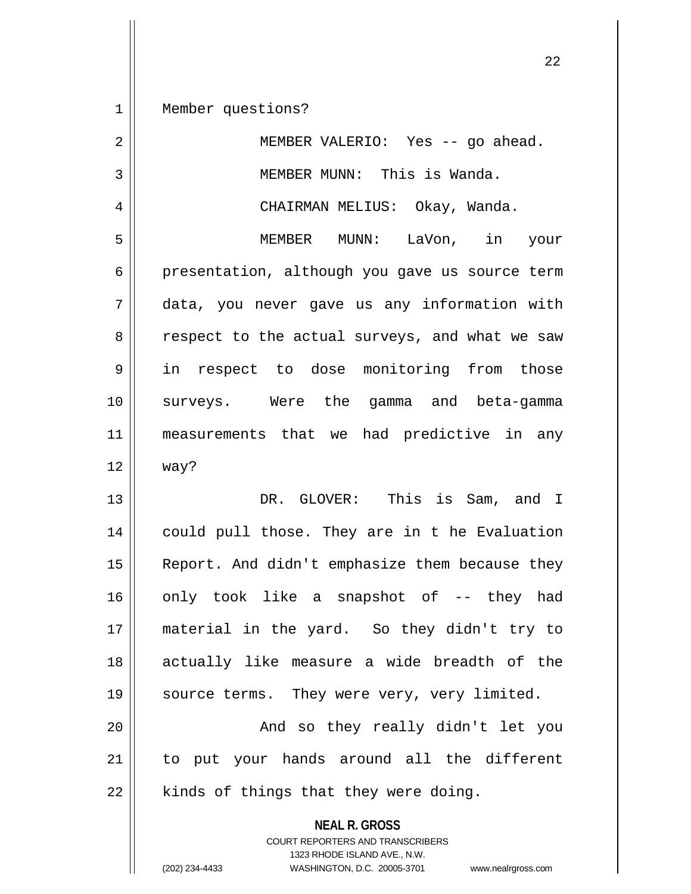Member questions?

MEMBER VALERIO: Yes -- go ahead.

MEMBER MUNN: This is Wanda.

CHAIRMAN MELIUS: Okay, Wanda.

MEMBER MUNN: LaVon, in your presentation, although you gave us source term data, you never gave us any information with respect to the actual surveys, and what we saw in respect to dose monitoring from those surveys. Were the gamma and beta-gamma measurements that we had predictive in any way?

DR. GLOVER: This is Sam, and I could pull those. They are in t he Evaluation Report. And didn't emphasize them because they only took like a snapshot of -- they had material in the yard. So they didn't try to actually like measure a wide breadth of the source terms. They were very, very limited.

And so they really didn't let you to put your hands around all the different kinds of things that they were doing.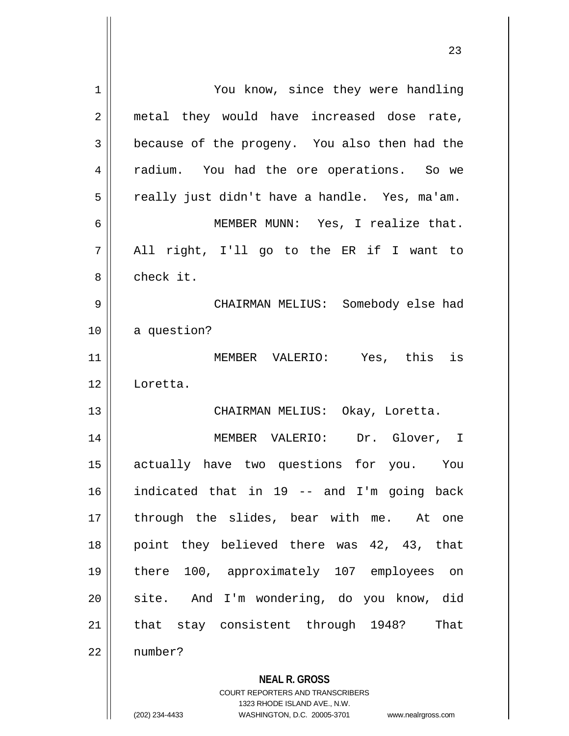You know, since they were handling metal they would have increased dose rate, because of the progeny. You also then had the radium. You had the ore operations. So we really just didn't have a handle. Yes, ma'am.

MEMBER MUNN: Yes, I realize that. All right, I'll go to the ER if I want to check it.

CHAIRMAN MELIUS: Somebody else had a question?

MEMBER VALERIO: Yes, this is Loretta.

CHAIRMAN MELIUS: Okay, Loretta.

MEMBER VALERIO: Dr. Glover, I actually have two questions for you. You indicated that in 19 -- and I'm going back through the slides, bear with me. At one point they believed there was 42, 43, that there 100, approximately 107 employees on site. And I'm wondering, do you know, did that stay consistent through 1948? That number?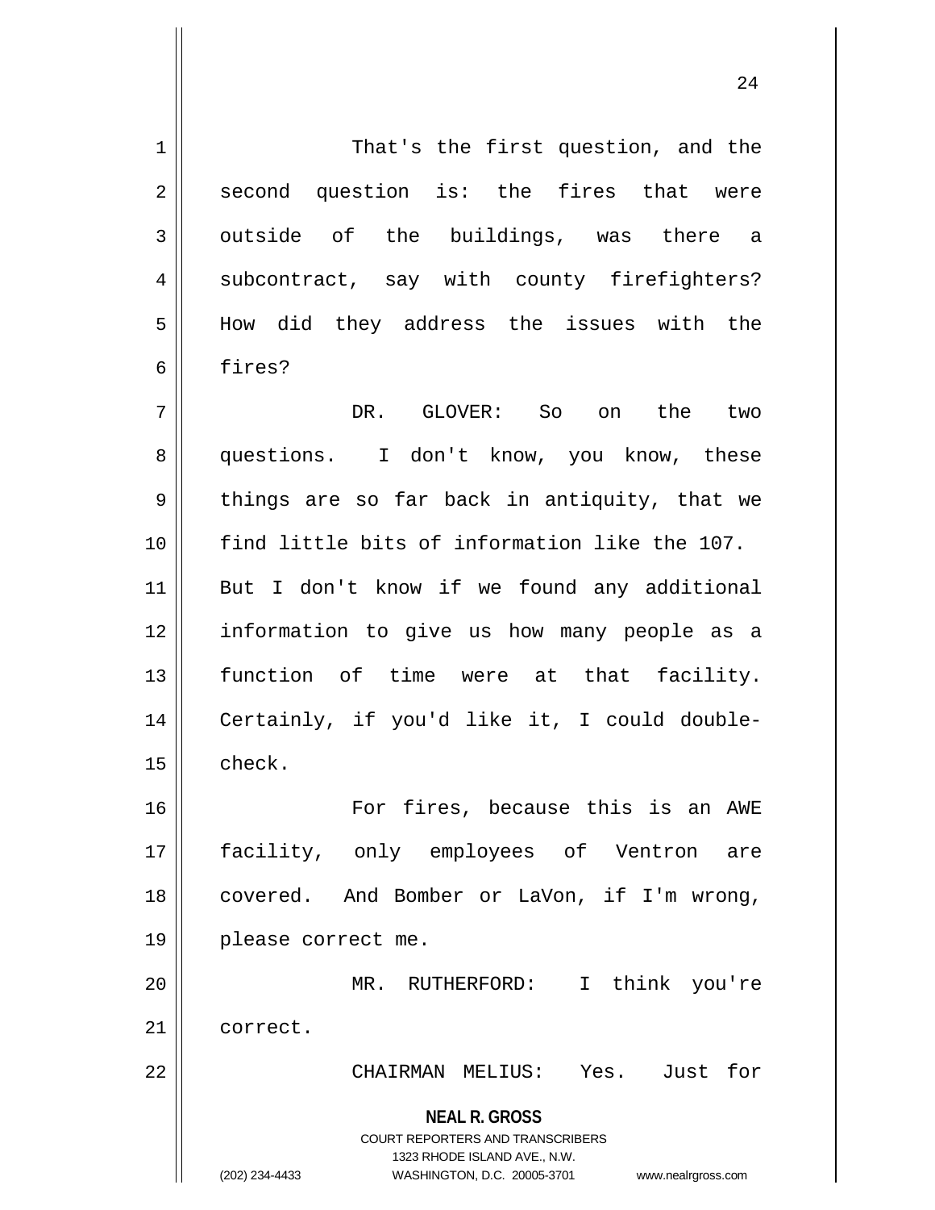That's the first question, and the second question is: the fires that were outside of the buildings, was there a subcontract, say with county firefighters? How did they address the issues with the fires?

DR. GLOVER: So on the two questions. I don't know, you know, these things are so far back in antiquity, that we find little bits of information like the 107. But I don't know if we found any additional information to give us how many people as a function of time were at that facility. Certainly, if you'd like it, I could double-check.

For fires, because this is an AWE facility, only employees of Ventron are covered. And Bomber or LaVon, if I'm wrong, please correct me.

MR. RUTHERFORD: I think you're correct.

CHAIRMAN MELIUS: Yes. Just for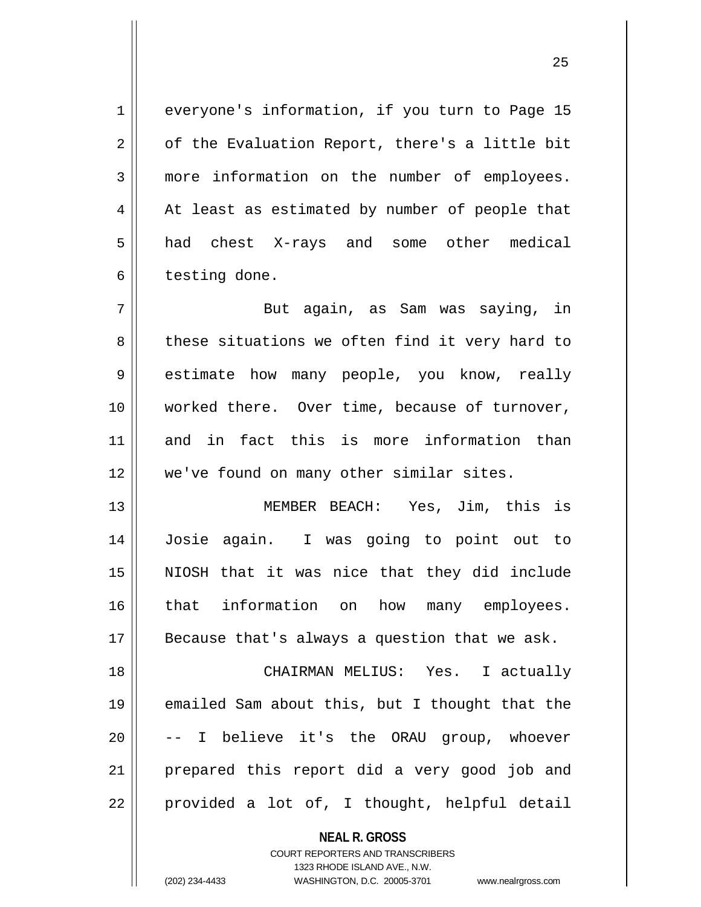everyone's information, if you turn to Page 15 of the Evaluation Report, there's a little bit more information on the number of employees. At least as estimated by number of people that had chest X-rays and some other medical testing done.

But again, as Sam was saying, in these situations we often find it very hard to estimate how many people, you know, really worked there. Over time, because of turnover, and in fact this is more information than we've found on many other similar sites.

MEMBER BEACH: Yes, Jim, this is Josie again. I was going to point out to NIOSH that it was nice that they did include that information on how many employees. Because that's always a question that we ask.

CHAIRMAN MELIUS: Yes. I actually emailed Sam about this, but I thought that the -- I believe it's the ORAU group, whoever prepared this report did a very good job and provided a lot of, I thought, helpful detail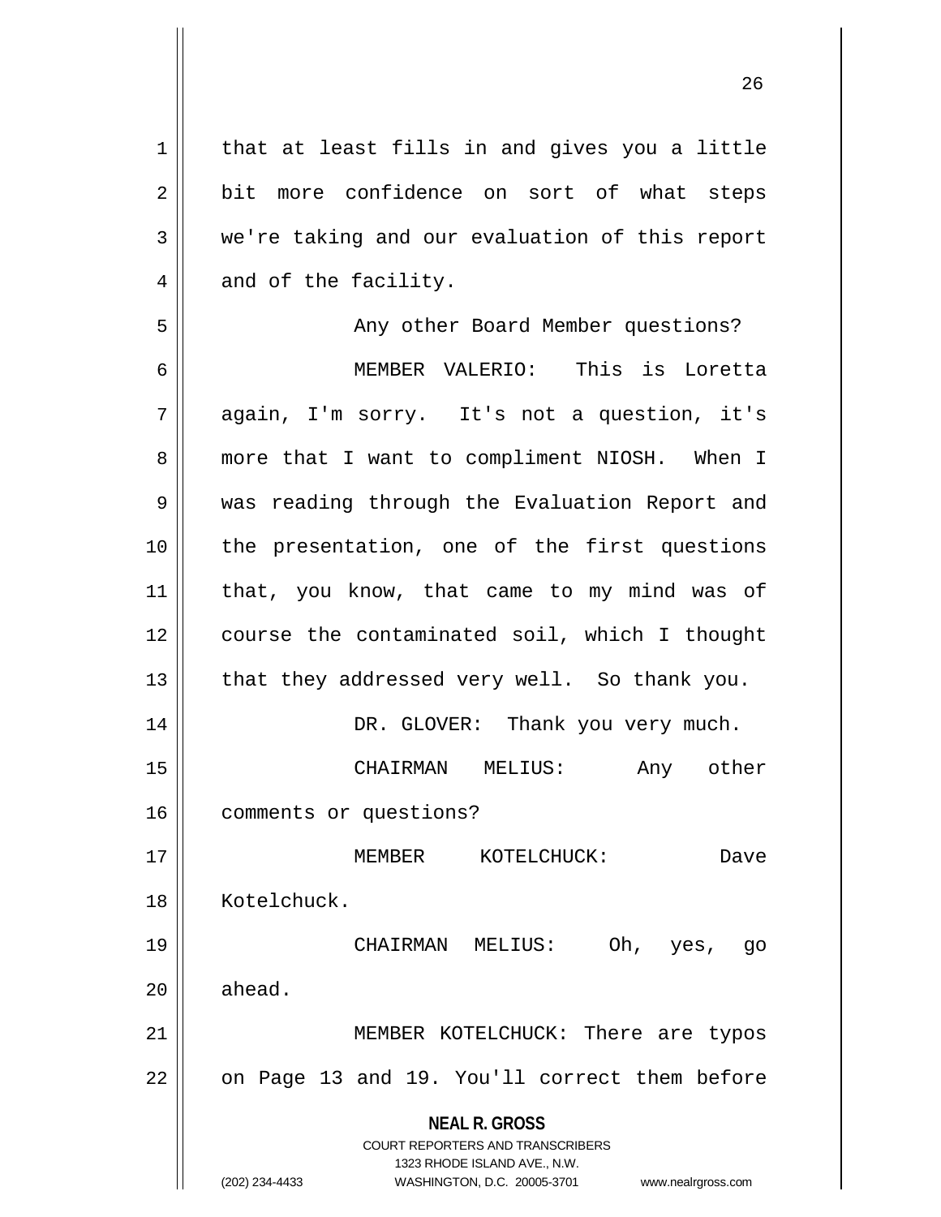that at least fills in and gives you a little bit more confidence on sort of what steps we're taking and our evaluation of this report and of the facility.

Any other Board Member questions?

MEMBER VALERIO: This is Loretta again, I'm sorry. It's not a question, it's more that I want to compliment NIOSH. When I was reading through the Evaluation Report and the presentation, one of the first questions that, you know, that came to my mind was of course the contaminated soil, which I thought that they addressed very well. So thank you.

DR. GLOVER: Thank you very much.

CHAIRMAN MELIUS: Any other comments or questions?

MEMBER KOTELCHUCK: Dave Kotelchuck.

CHAIRMAN MELIUS: Oh, yes, go ahead.

MEMBER KOTELCHUCK: There are typos on Page 13 and 19. You'll correct them before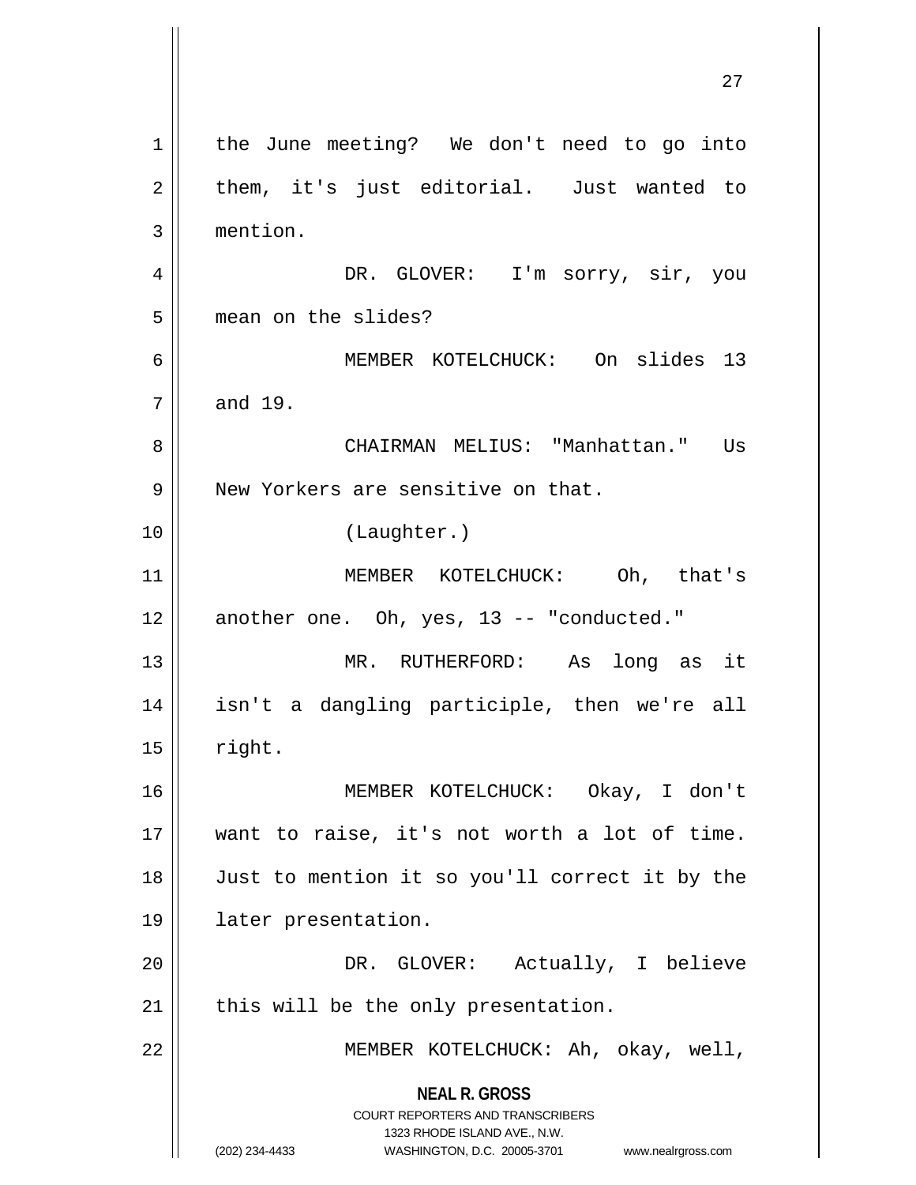the June meeting? We don't need to go into them, it's just editorial. Just wanted to mention.

DR. GLOVER: I'm sorry, sir, you mean on the slides?

MEMBER KOTELCHUCK: On slides 13 and 19.

CHAIRMAN MELIUS: "Manhattan." Us New Yorkers are sensitive on that.

(Laughter.)

MEMBER KOTELCHUCK: Oh, that's another one. Oh, yes, 13 -- "conducted."

MR. RUTHERFORD: As long as it isn't a dangling participle, then we're all right.

MEMBER KOTELCHUCK: Okay, I don't want to raise, it's not worth a lot of time. Just to mention it so you'll correct it by the later presentation.

DR. GLOVER: Actually, I believe this will be the only presentation.

MEMBER KOTELCHUCK: Ah, okay, well,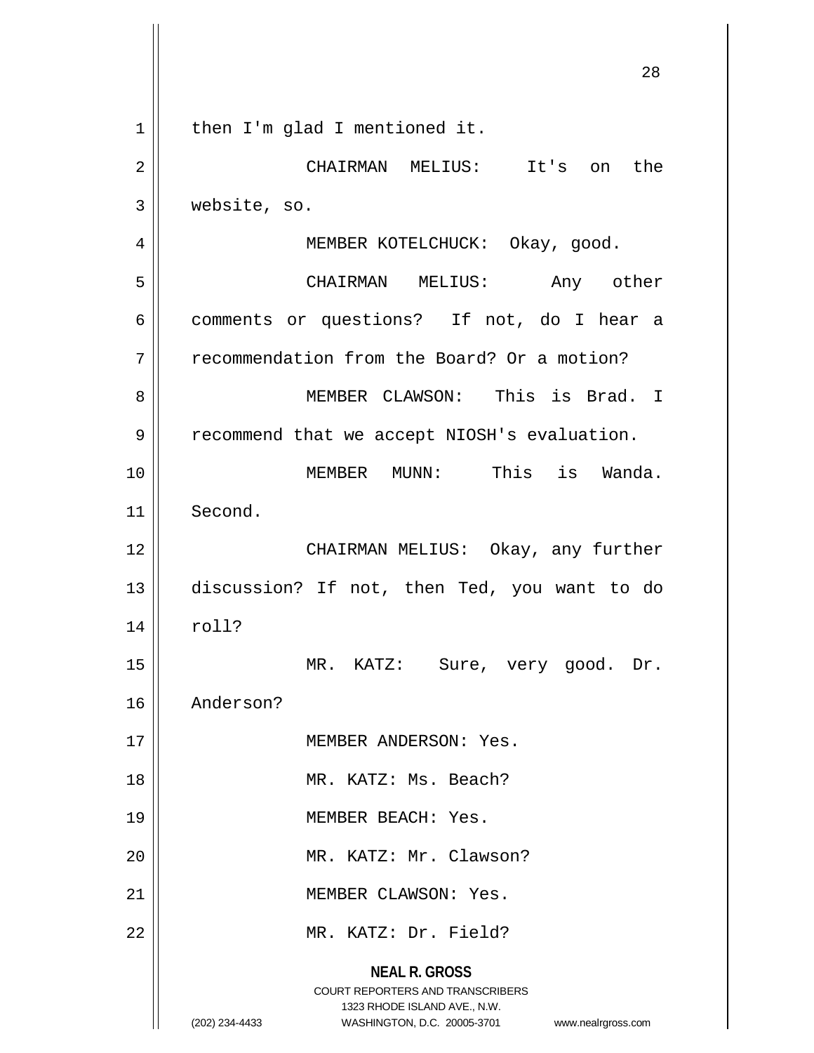then I'm glad I mentioned it.

CHAIRMAN MELIUS: It's on the website, so.

MEMBER KOTELCHUCK: Okay, good.

CHAIRMAN MELIUS: Any other comments or questions? If not, do I hear a recommendation from the Board? Or a motion?

MEMBER CLAWSON: This is Brad. I recommend that we accept NIOSH's evaluation.

MEMBER MUNN: This is Wanda. Second.

CHAIRMAN MELIUS: Okay, any further discussion? If not, then Ted, you want to do roll?

MR. KATZ: Sure, very good. Dr. Anderson?

MEMBER ANDERSON: Yes.

MR. KATZ: Ms. Beach?

MEMBER BEACH: Yes.

MR. KATZ: Mr. Clawson?

MEMBER CLAWSON: Yes.

MR. KATZ: Dr. Field?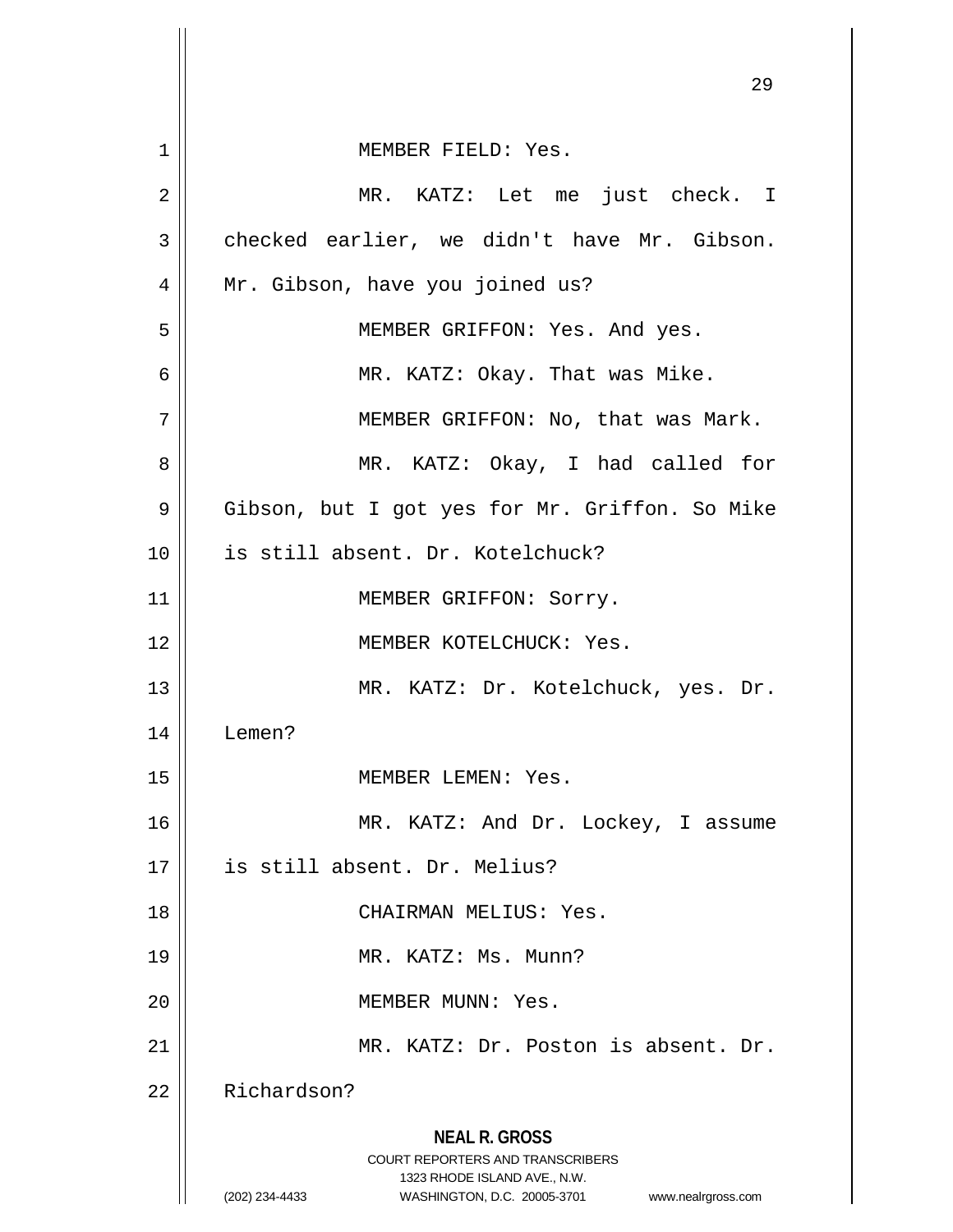MEMBER FIELD: Yes.

MR. KATZ: Let me just check. I checked earlier, we didn't have Mr. Gibson. Mr. Gibson, have you joined us?

MEMBER GRIFFON: Yes. And yes.

MR. KATZ: Okay. That was Mike.

MEMBER GRIFFON: No, that was Mark.

MR. KATZ: Okay, I had called for Gibson, but I got yes for Mr. Griffon. So Mike is still absent. Dr. Kotelchuck?

MEMBER GRIFFON: Sorry.

MEMBER KOTELCHUCK: Yes.

MR. KATZ: Dr. Kotelchuck, yes. Dr. Lemen?

MEMBER LEMEN: Yes.

MR. KATZ: And Dr. Lockey, I assume is still absent. Dr. Melius?

CHAIRMAN MELIUS: Yes.

MR. KATZ: Ms. Munn?

MEMBER MUNN: Yes.

MR. KATZ: Dr. Poston is absent. Dr. Richardson?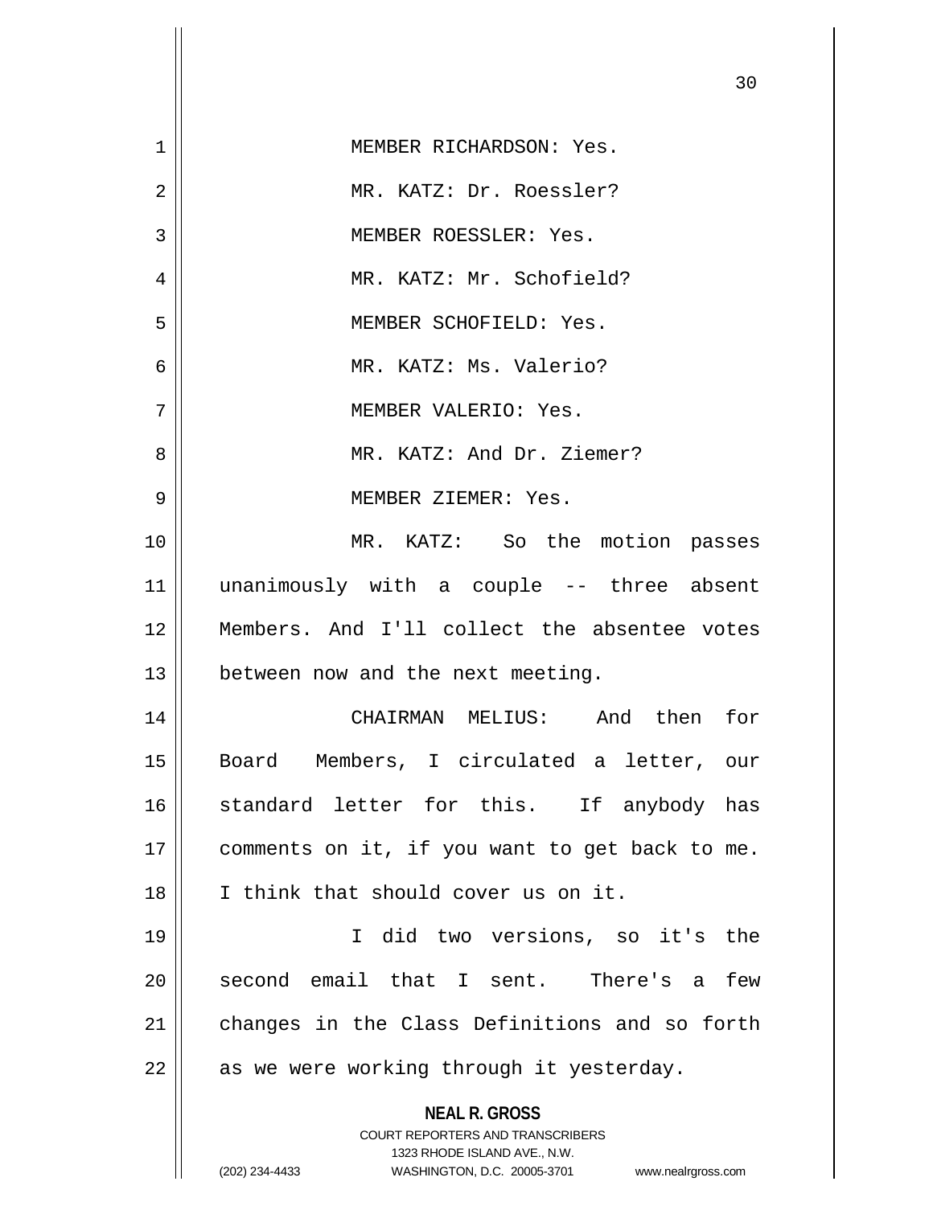MEMBER RICHARDSON: Yes.

MR. KATZ: Dr. Roessler?

MEMBER ROESSLER: Yes.

MR. KATZ: Mr. Schofield?

MEMBER SCHOFIELD: Yes.

MR. KATZ: Ms. Valerio?

MEMBER VALERIO: Yes.

MR. KATZ: And Dr. Ziemer?

MEMBER ZIEMER: Yes.

MR. KATZ: So the motion passes unanimously with a couple -- three absent Members. And I'll collect the absentee votes between now and the next meeting.

CHAIRMAN MELIUS: And then for Board Members, I circulated a letter, our standard letter for this. If anybody has comments on it, if you want to get back to me. I think that should cover us on it.

I did two versions, so it's the second email that I sent. There's a few changes in the Class Definitions and so forth as we were working through it yesterday.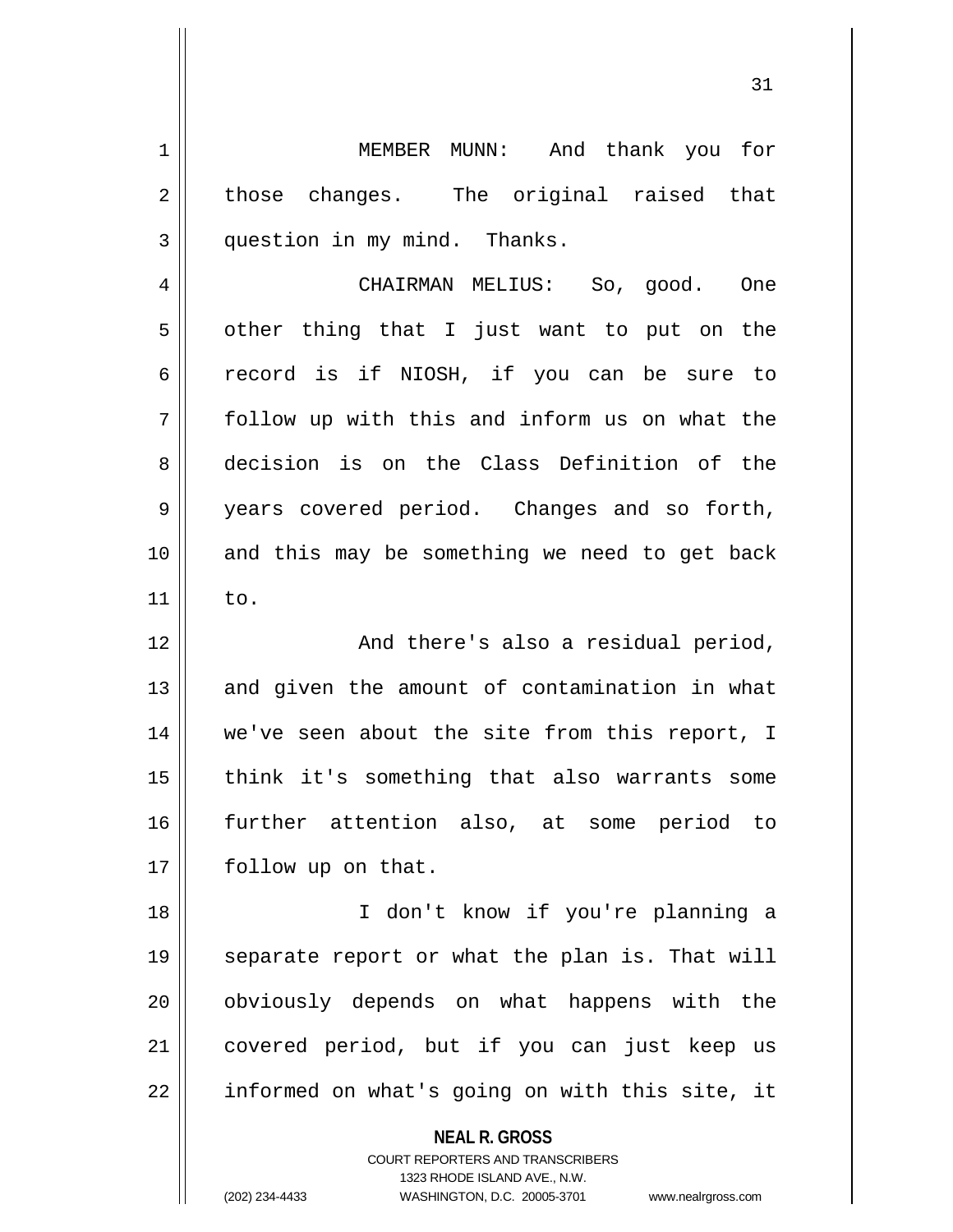MEMBER MUNN: And thank you for those changes. The original raised that question in my mind. Thanks.

CHAIRMAN MELIUS: So, good. One other thing that I just want to put on the record is if NIOSH, if you can be sure to follow up with this and inform us on what the decision is on the Class Definition of the years covered period. Changes and so forth, and this may be something we need to get back to.

And there's also a residual period, and given the amount of contamination in what we've seen about the site from this report, I think it's something that also warrants some further attention also, at some period to follow up on that.

I don't know if you're planning a separate report or what the plan is. That will obviously depends on what happens with the covered period, but if you can just keep us informed on what's going on with this site, it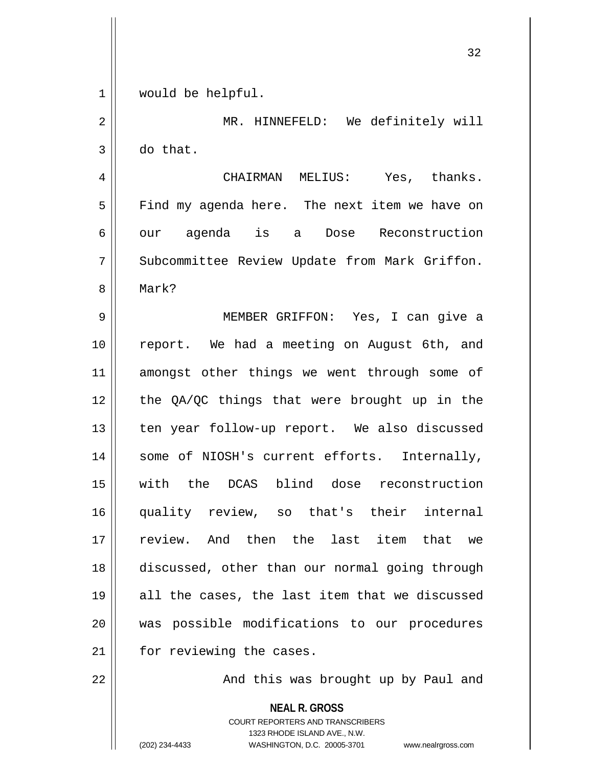would be helpful.

MR. HINNEFELD: We definitely will do that.

CHAIRMAN MELIUS: Yes, thanks. Find my agenda here. The next item we have on our agenda is a Dose Reconstruction Subcommittee Review Update from Mark Griffon. Mark?

MEMBER GRIFFON: Yes, I can give a report. We had a meeting on August 6th, and amongst other things we went through some of the QA/QC things that were brought up in the ten year follow-up report. We also discussed some of NIOSH's current efforts. Internally, with the DCAS blind dose reconstruction quality review, so that's their internal review. And then the last item that we discussed, other than our normal going through all the cases, the last item that we discussed was possible modifications to our procedures for reviewing the cases.

And this was brought up by Paul and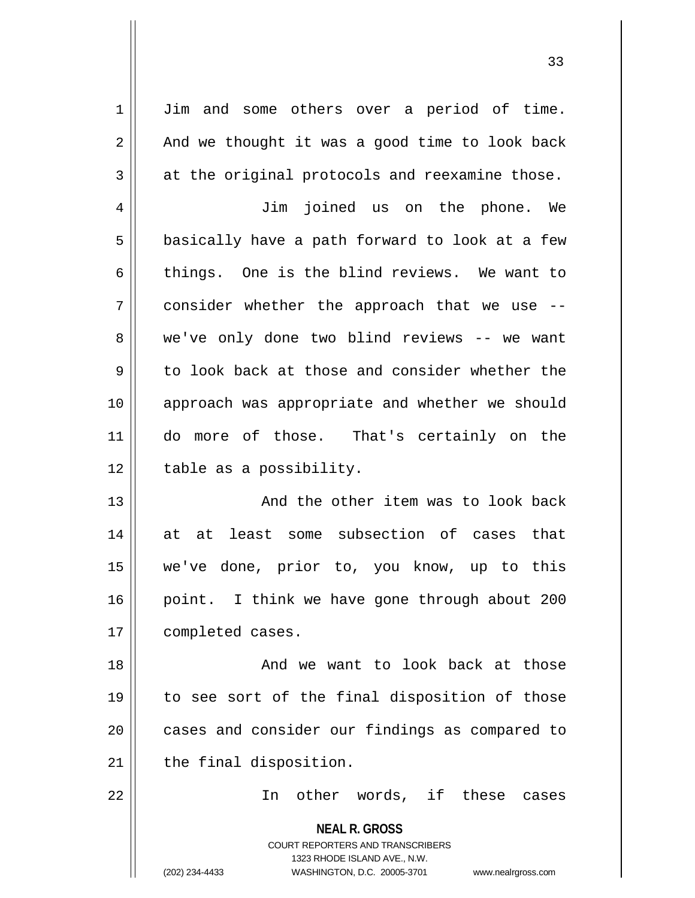Jim and some others over a period of time. And we thought it was a good time to look back at the original protocols and reexamine those.

Jim joined us on the phone. We basically have a path forward to look at a few things. One is the blind reviews. We want to consider whether the approach that we use -- we've only done two blind reviews -- we want to look back at those and consider whether the approach was appropriate and whether we should do more of those. That's certainly on the table as a possibility.

And the other item was to look back at at least some subsection of cases that we've done, prior to, you know, up to this point. I think we have gone through about 200 completed cases.

And we want to look back at those to see sort of the final disposition of those cases and consider our findings as compared to the final disposition.

In other words, if these cases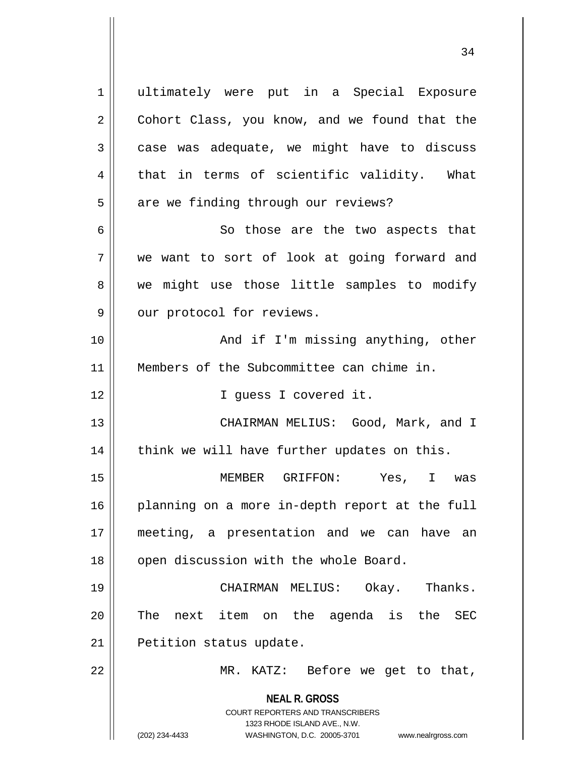ultimately were put in a Special Exposure Cohort Class, you know, and we found that the case was adequate, we might have to discuss that in terms of scientific validity. What are we finding through our reviews?

So those are the two aspects that we want to sort of look at going forward and we might use those little samples to modify our protocol for reviews.

And if I'm missing anything, other Members of the Subcommittee can chime in.

I guess I covered it.

CHAIRMAN MELIUS: Good, Mark, and I think we will have further updates on this.

MEMBER GRIFFON: Yes, I was planning on a more in-depth report at the full meeting, a presentation and we can have an open discussion with the whole Board.

CHAIRMAN MELIUS: Okay. Thanks. The next item on the agenda is the SEC Petition status update.

MR. KATZ: Before we get to that,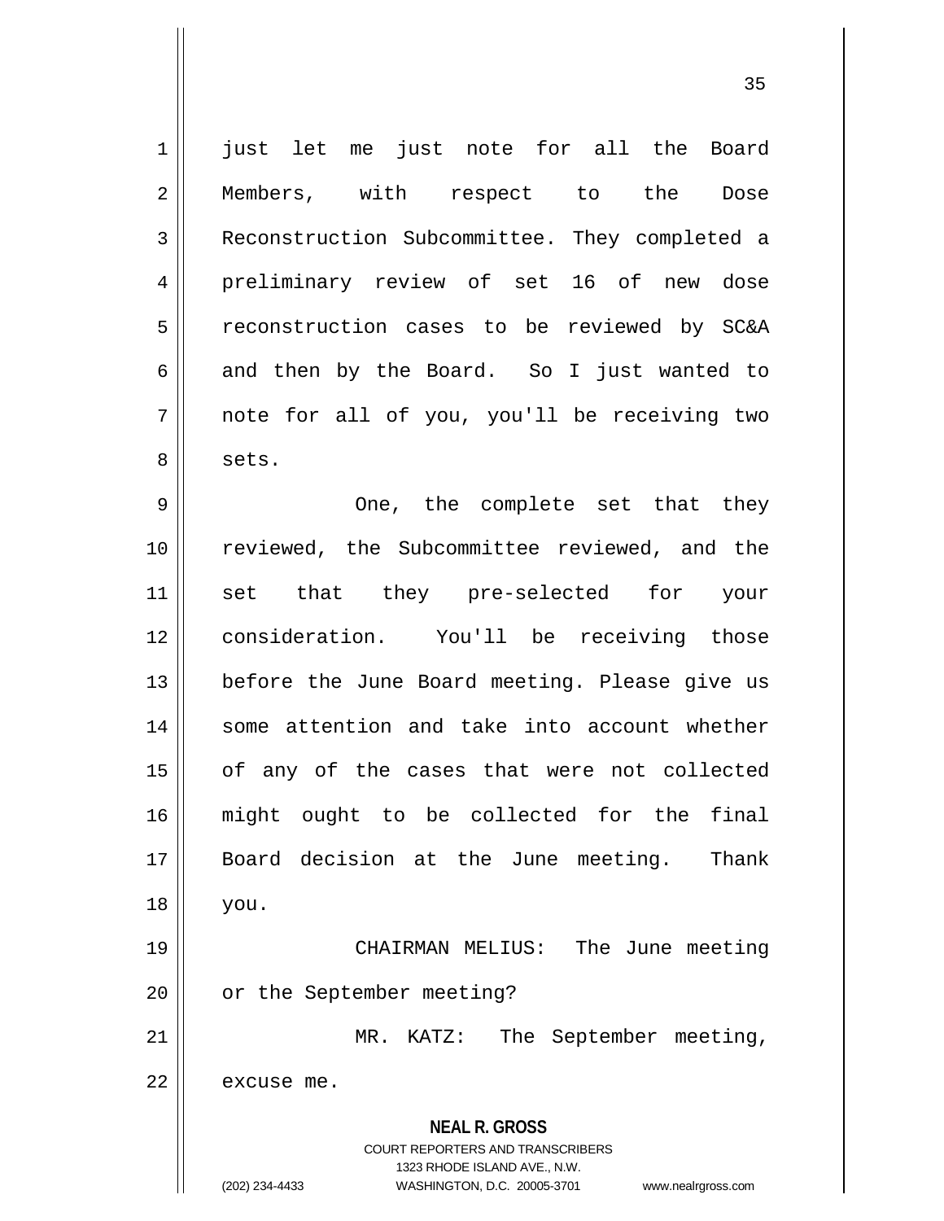just let me just note for all the Board Members, with respect to the Dose Reconstruction Subcommittee. They completed a preliminary review of set 16 of new dose reconstruction cases to be reviewed by SC&A and then by the Board. So I just wanted to note for all of you, you'll be receiving two sets.

One, the complete set that they reviewed, the Subcommittee reviewed, and the set that they pre-selected for your consideration. You'll be receiving those before the June Board meeting. Please give us some attention and take into account whether of any of the cases that were not collected might ought to be collected for the final Board decision at the June meeting. Thank you.

CHAIRMAN MELIUS: The June meeting or the September meeting?

MR. KATZ: The September meeting, excuse me.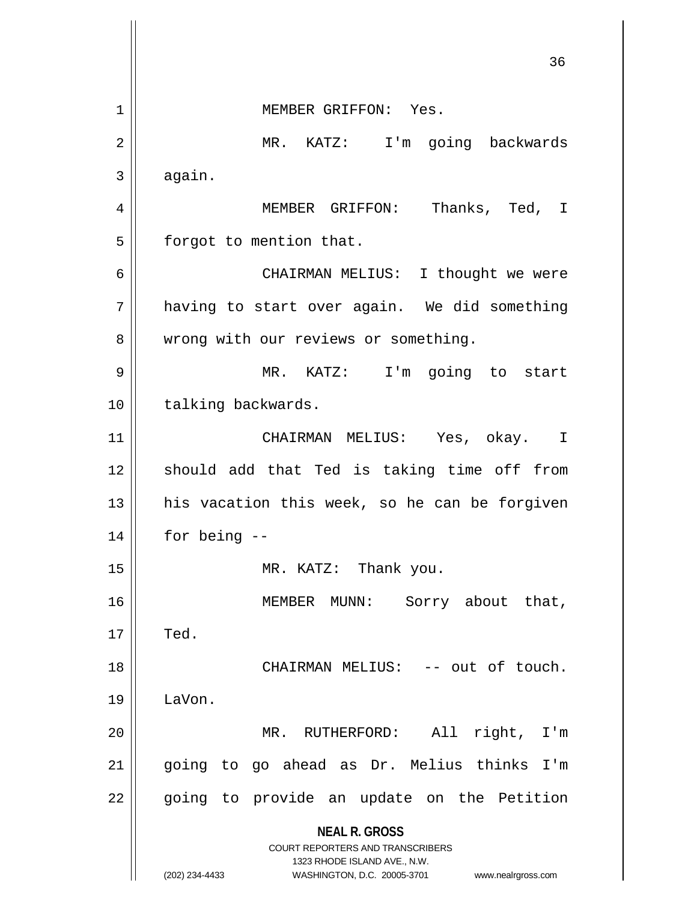MEMBER GRIFFON: Yes.

MR. KATZ: I'm going backwards again.

MEMBER GRIFFON: Thanks, Ted, I forgot to mention that.

CHAIRMAN MELIUS: I thought we were having to start over again. We did something wrong with our reviews or something.

MR. KATZ: I'm going to start talking backwards.

CHAIRMAN MELIUS: Yes, okay. I should add that Ted is taking time off from his vacation this week, so he can be forgiven for being --

MR. KATZ: Thank you.

MEMBER MUNN: Sorry about that, Ted.

CHAIRMAN MELIUS: -- out of touch. LaVon.

MR. RUTHERFORD: All right, I'm going to go ahead as Dr. Melius thinks I'm going to provide an update on the Petition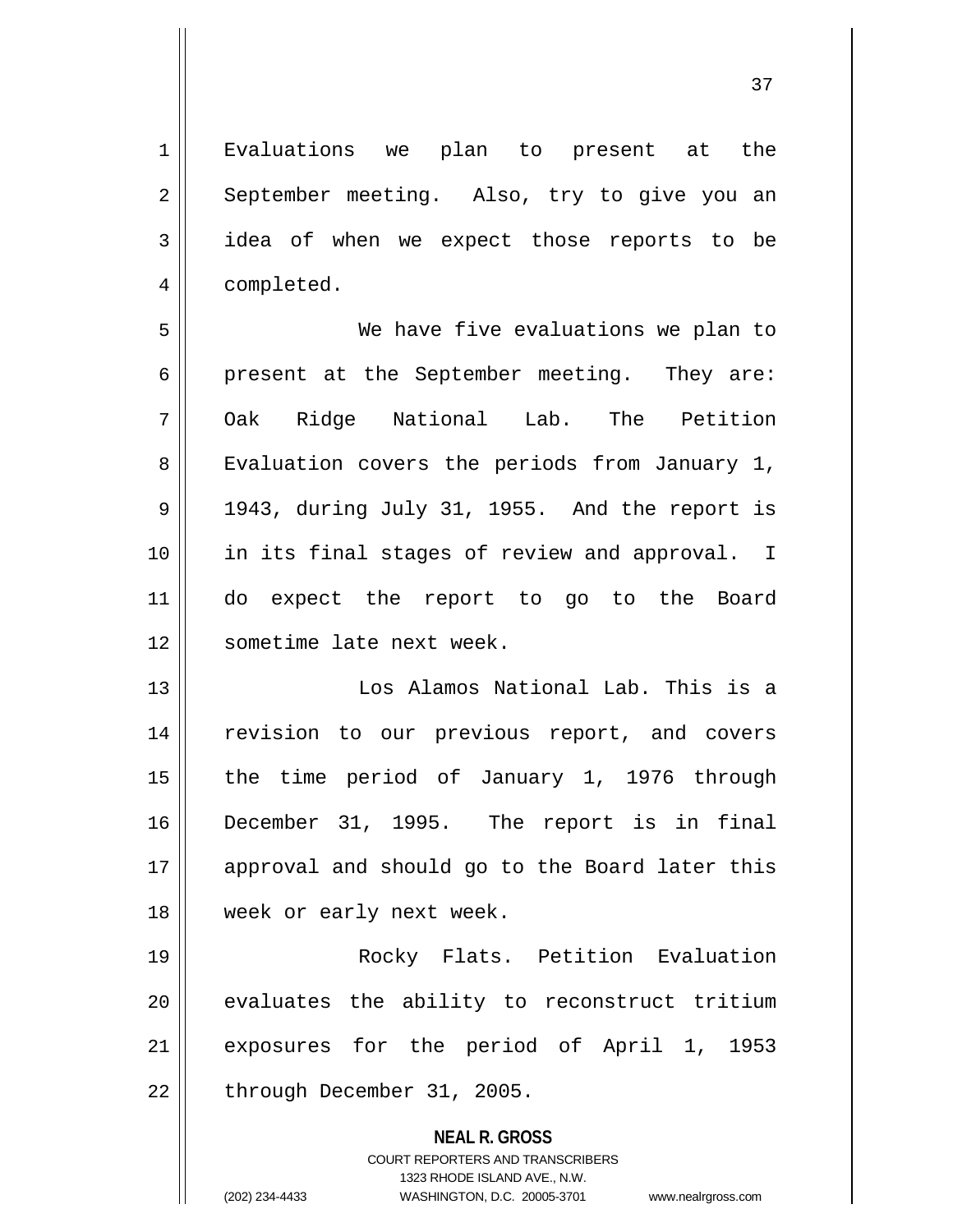Evaluations we plan to present at the September meeting. Also, try to give you an idea of when we expect those reports to be completed.

We have five evaluations we plan to present at the September meeting. They are: Oak Ridge National Lab. The Petition Evaluation covers the periods from January 1, 1943, during July 31, 1955. And the report is in its final stages of review and approval. I do expect the report to go to the Board sometime late next week.

Los Alamos National Lab. This is a revision to our previous report, and covers the time period of January 1, 1976 through December 31, 1995. The report is in final approval and should go to the Board later this week or early next week.

Rocky Flats. Petition Evaluation evaluates the ability to reconstruct tritium exposures for the period of April 1, 1953 through December 31, 2005.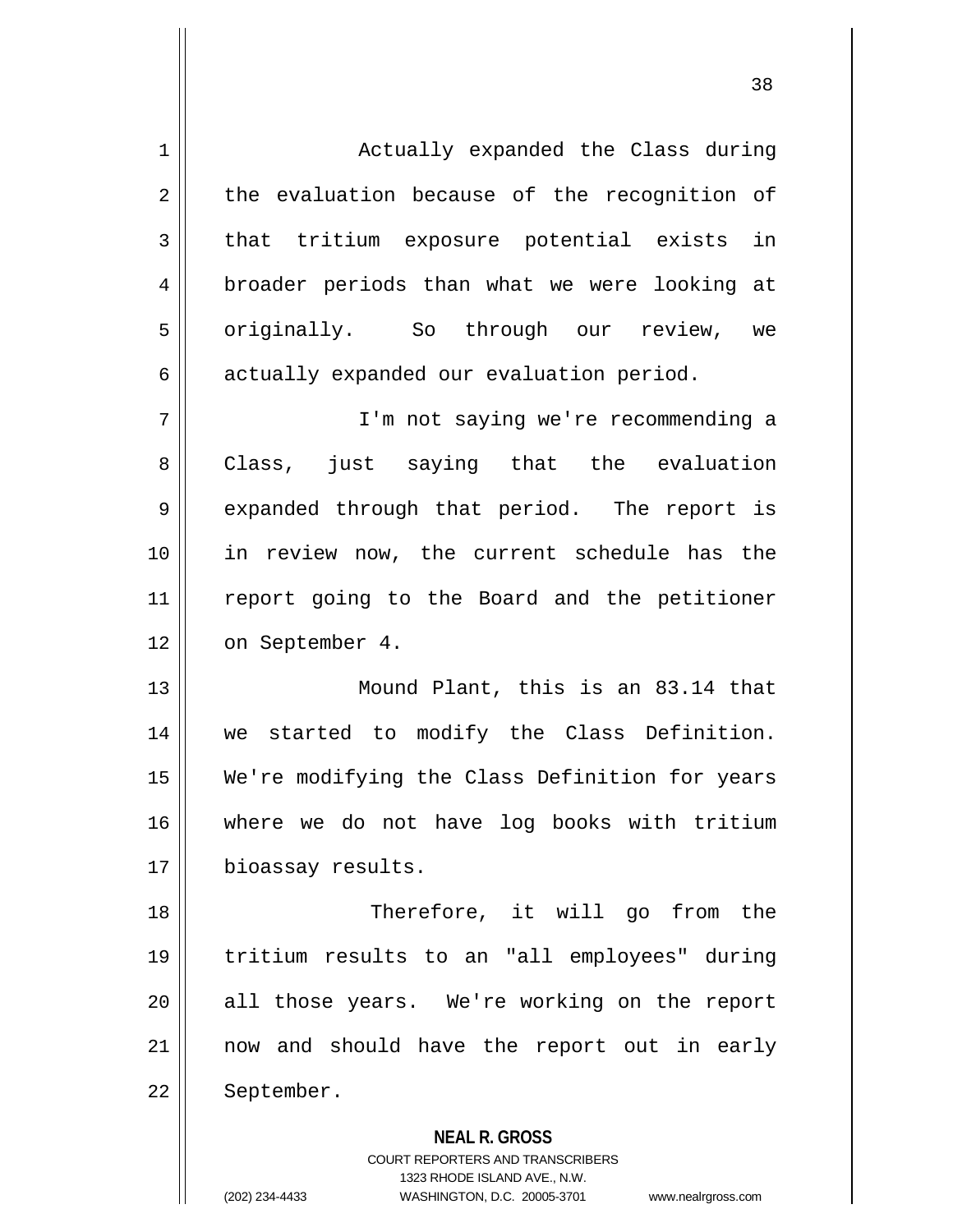Actually expanded the Class during the evaluation because of the recognition of that tritium exposure potential exists in broader periods than what we were looking at originally. So through our review, we actually expanded our evaluation period.

I'm not saying we're recommending a Class, just saying that the evaluation expanded through that period. The report is in review now, the current schedule has the report going to the Board and the petitioner on September 4.

Mound Plant, this is an 83.14 that we started to modify the Class Definition. We're modifying the Class Definition for years where we do not have log books with tritium bioassay results.

Therefore, it will go from the tritium results to an "all employees" during all those years. We're working on the report now and should have the report out in early September.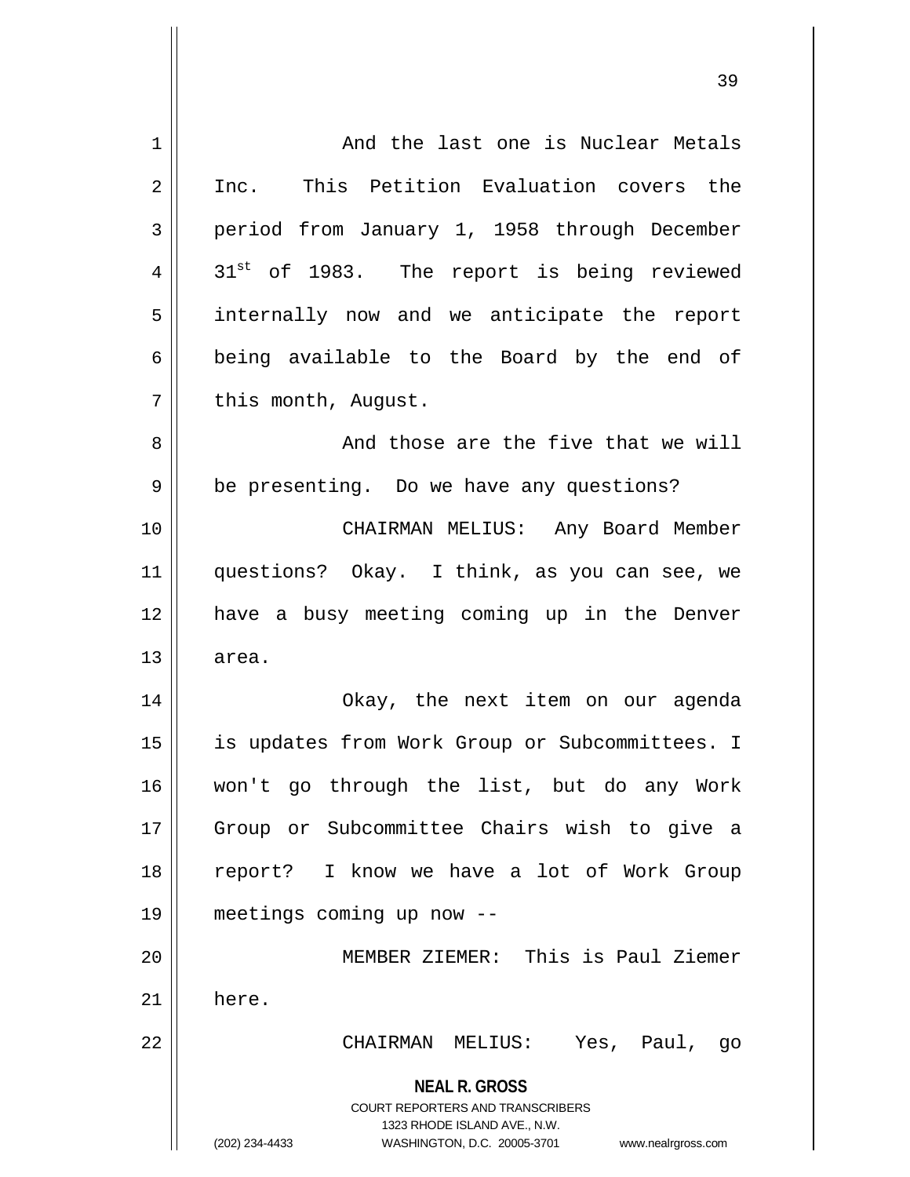And the last one is Nuclear Metals Inc. This Petition Evaluation covers the period from January 1, 1958 through December 31st of 1983. The report is being reviewed internally now and we anticipate the report being available to the Board by the end of this month, August.

And those are the five that we will be presenting. Do we have any questions?

CHAIRMAN MELIUS: Any Board Member questions? Okay. I think, as you can see, we have a busy meeting coming up in the Denver area.

Okay, the next item on our agenda is updates from Work Group or Subcommittees. I won't go through the list, but do any Work Group or Subcommittee Chairs wish to give a report? I know we have a lot of Work Group meetings coming up now --

MEMBER ZIEMER: This is Paul Ziemer here.

CHAIRMAN MELIUS: Yes, Paul, go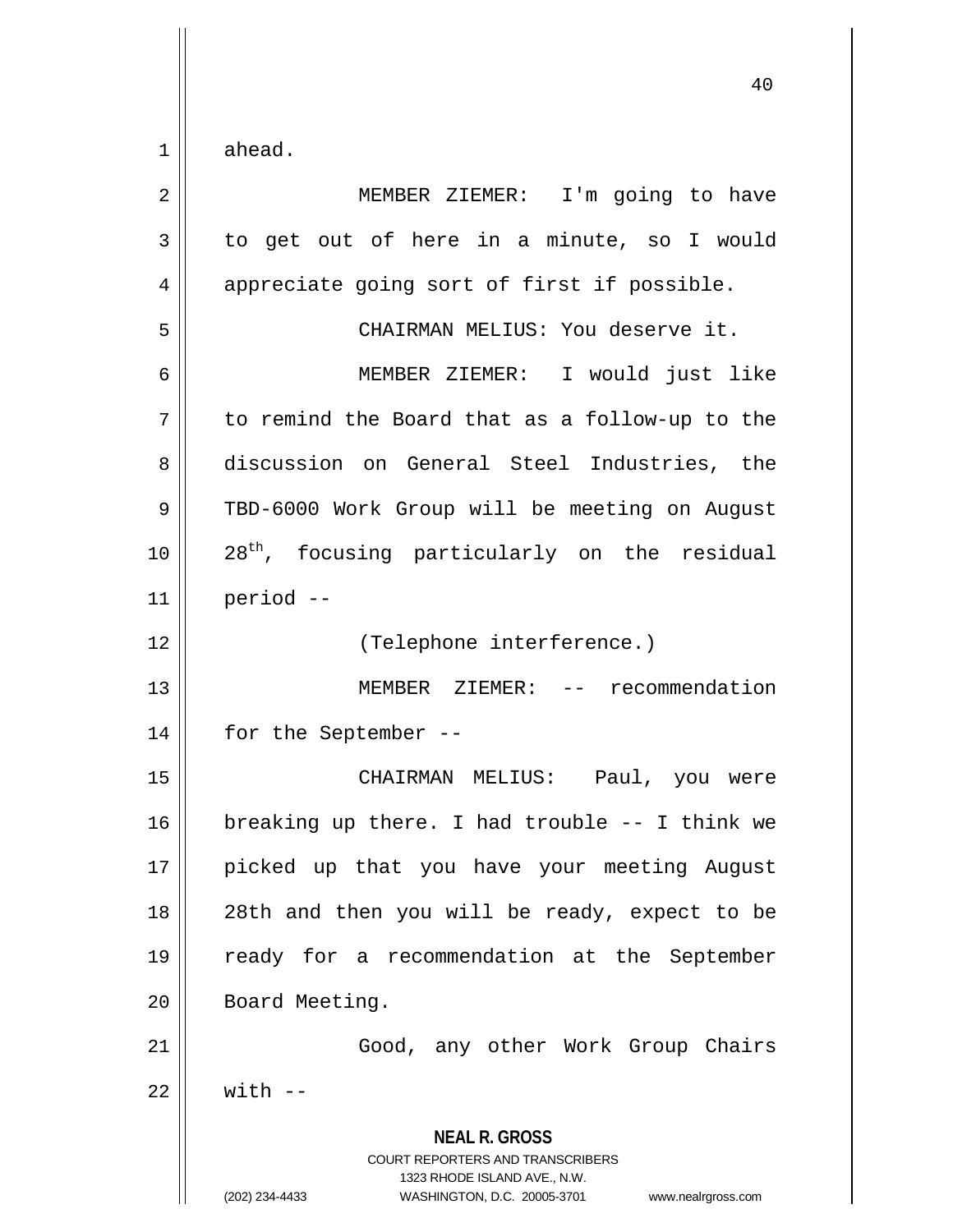ahead.

MEMBER ZIEMER: I'm going to have to get out of here in a minute, so I would appreciate going sort of first if possible.

CHAIRMAN MELIUS: You deserve it.

MEMBER ZIEMER: I would just like to remind the Board that as a follow-up to the discussion on General Steel Industries, the TBD-6000 Work Group will be meeting on August $28^{th}$, focusing particularly on the residual period --

(Telephone interference.)

MEMBER ZIEMER: -- recommendation for the September --

CHAIRMAN MELIUS: Paul, you were breaking up there. I had trouble -- I think we picked up that you have your meeting August 28th and then you will be ready, expect to be ready for a recommendation at the September Board Meeting.

Good, any other Work Group Chairs with --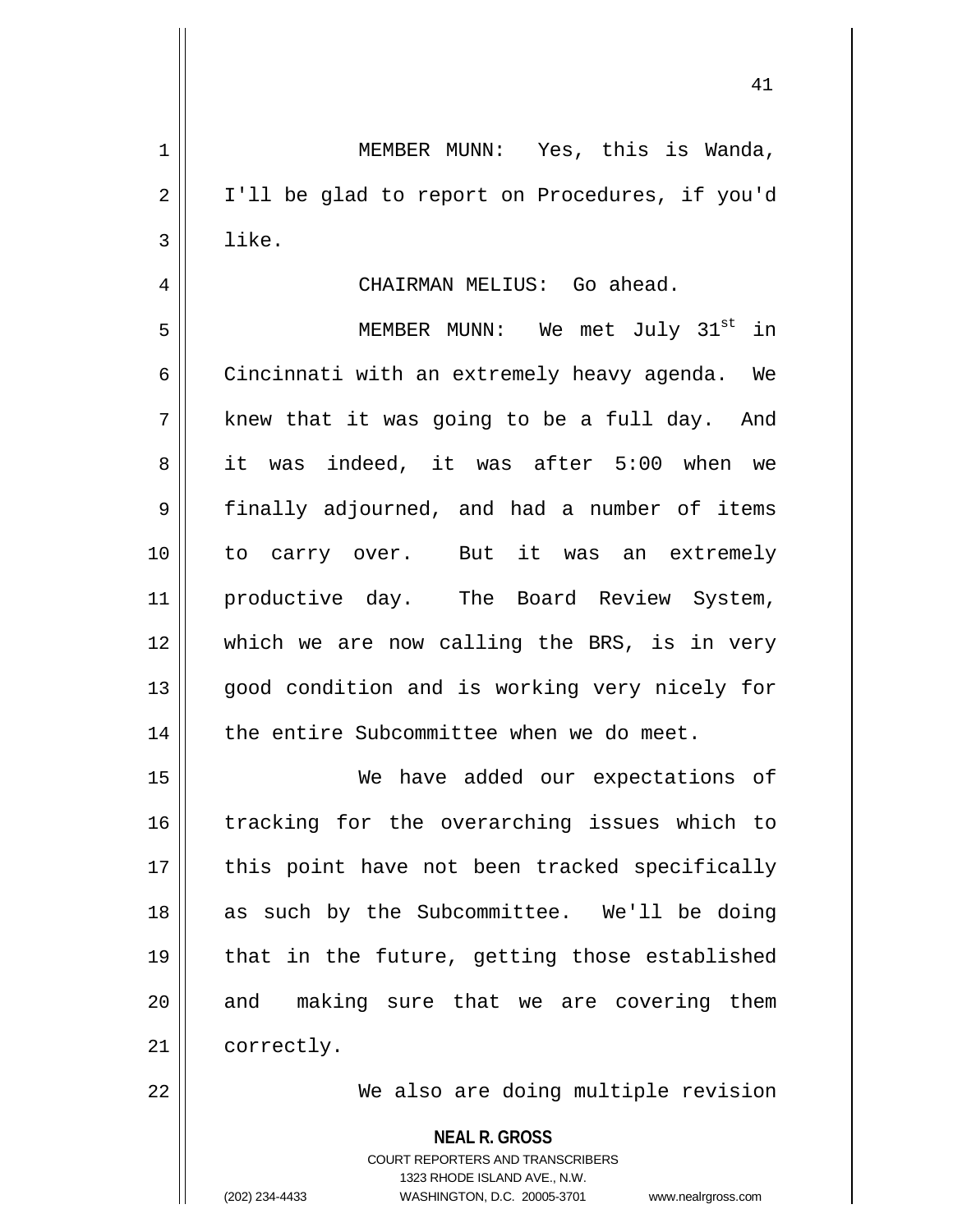MEMBER MUNN: Yes, this is Wanda, I'll be glad to report on Procedures, if you'd like.

CHAIRMAN MELIUS: Go ahead.

MEMBER MUNN: We met July 31st in Cincinnati with an extremely heavy agenda. We knew that it was going to be a full day. And it was indeed, it was after 5:00 when we finally adjourned, and had a number of items to carry over. But it was an extremely productive day. The Board Review System, which we are now calling the BRS, is in very good condition and is working very nicely for the entire Subcommittee when we do meet.

We have added our expectations of tracking for the overarching issues which to this point have not been tracked specifically as such by the Subcommittee. We'll be doing that in the future, getting those established and making sure that we are covering them correctly.

We also are doing multiple revision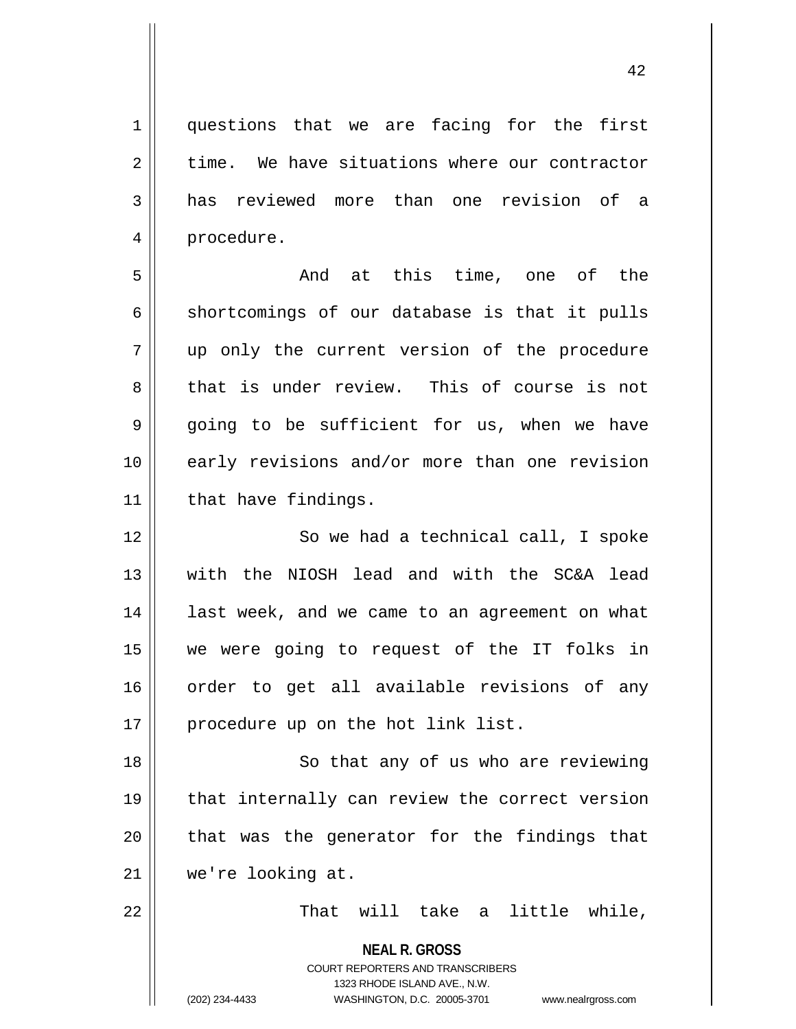questions that we are facing for the first time. We have situations where our contractor has reviewed more than one revision of a procedure.

And at this time, one of the shortcomings of our database is that it pulls up only the current version of the procedure that is under review. This of course is not going to be sufficient for us, when we have early revisions and/or more than one revision that have findings.

So we had a technical call, I spoke with the NIOSH lead and with the SC&A lead last week, and we came to an agreement on what we were going to request of the IT folks in order to get all available revisions of any procedure up on the hot link list.

So that any of us who are reviewing that internally can review the correct version that was the generator for the findings that we're looking at.

That will take a little while,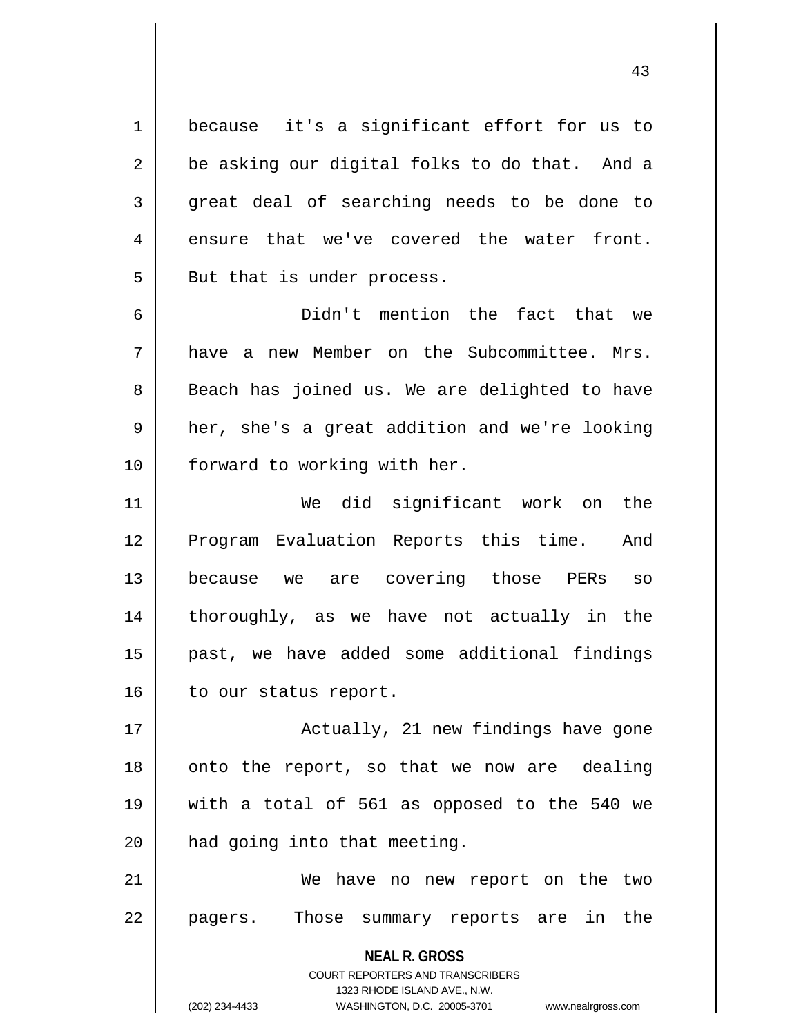because it's a significant effort for us to be asking our digital folks to do that. And a great deal of searching needs to be done to ensure that we've covered the water front. But that is under process.

Didn't mention the fact that we have a new Member on the Subcommittee. Mrs. Beach has joined us. We are delighted to have her, she's a great addition and we're looking forward to working with her.

We did significant work on the Program Evaluation Reports this time. And because we are covering those PERs so thoroughly, as we have not actually in the past, we have added some additional findings to our status report.

Actually, 21 new findings have gone onto the report, so that we now are dealing with a total of 561 as opposed to the 540 we had going into that meeting.

We have no new report on the two pagers. Those summary reports are in the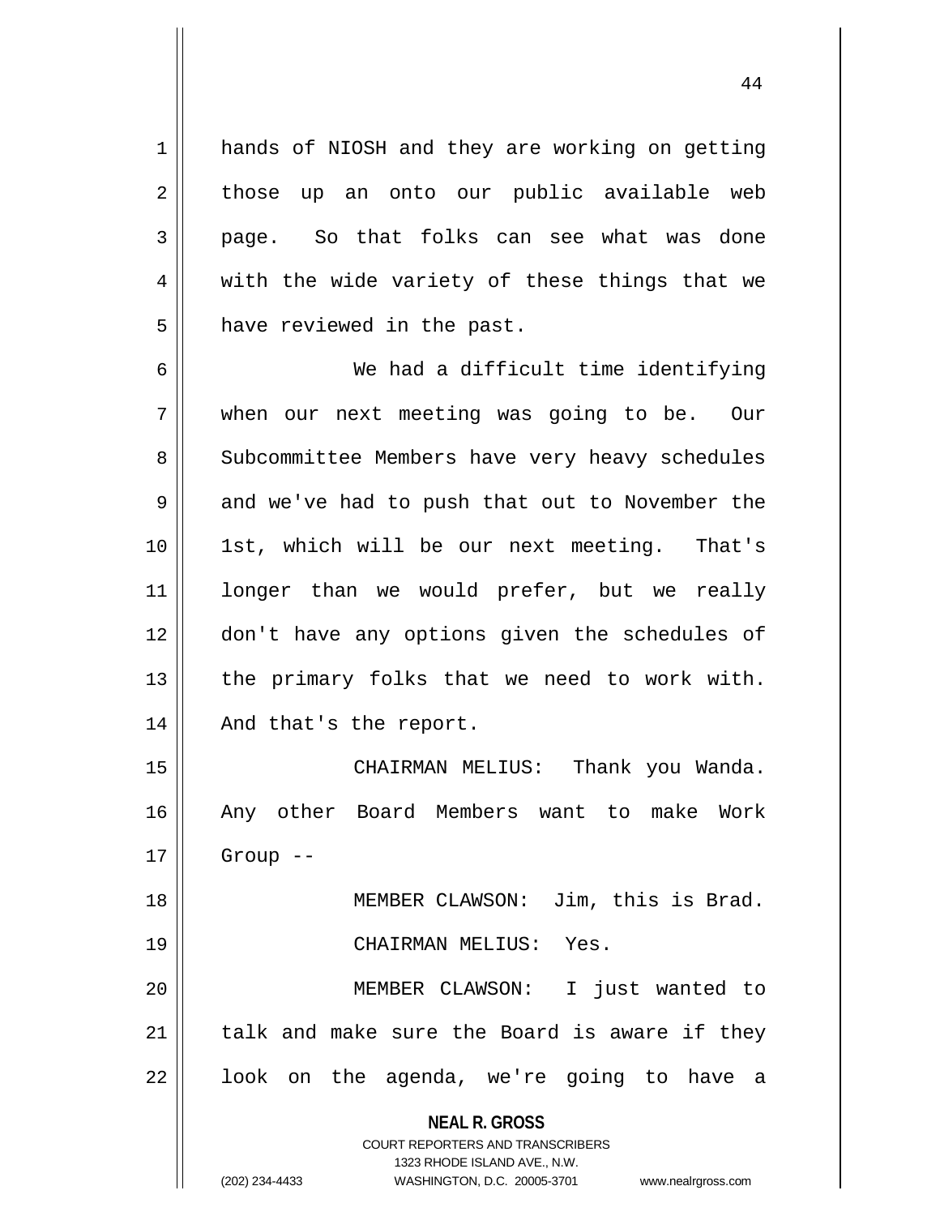hands of NIOSH and they are working on getting those up an onto our public available web page. So that folks can see what was done with the wide variety of these things that we have reviewed in the past.

We had a difficult time identifying when our next meeting was going to be. Our Subcommittee Members have very heavy schedules and we've had to push that out to November the 1st, which will be our next meeting. That's longer than we would prefer, but we really don't have any options given the schedules of the primary folks that we need to work with. And that's the report.

CHAIRMAN MELIUS: Thank you Wanda. Any other Board Members want to make Work Group --

MEMBER CLAWSON: Jim, this is Brad.

CHAIRMAN MELIUS: Yes.

MEMBER CLAWSON: I just wanted to talk and make sure the Board is aware if they look on the agenda, we're going to have a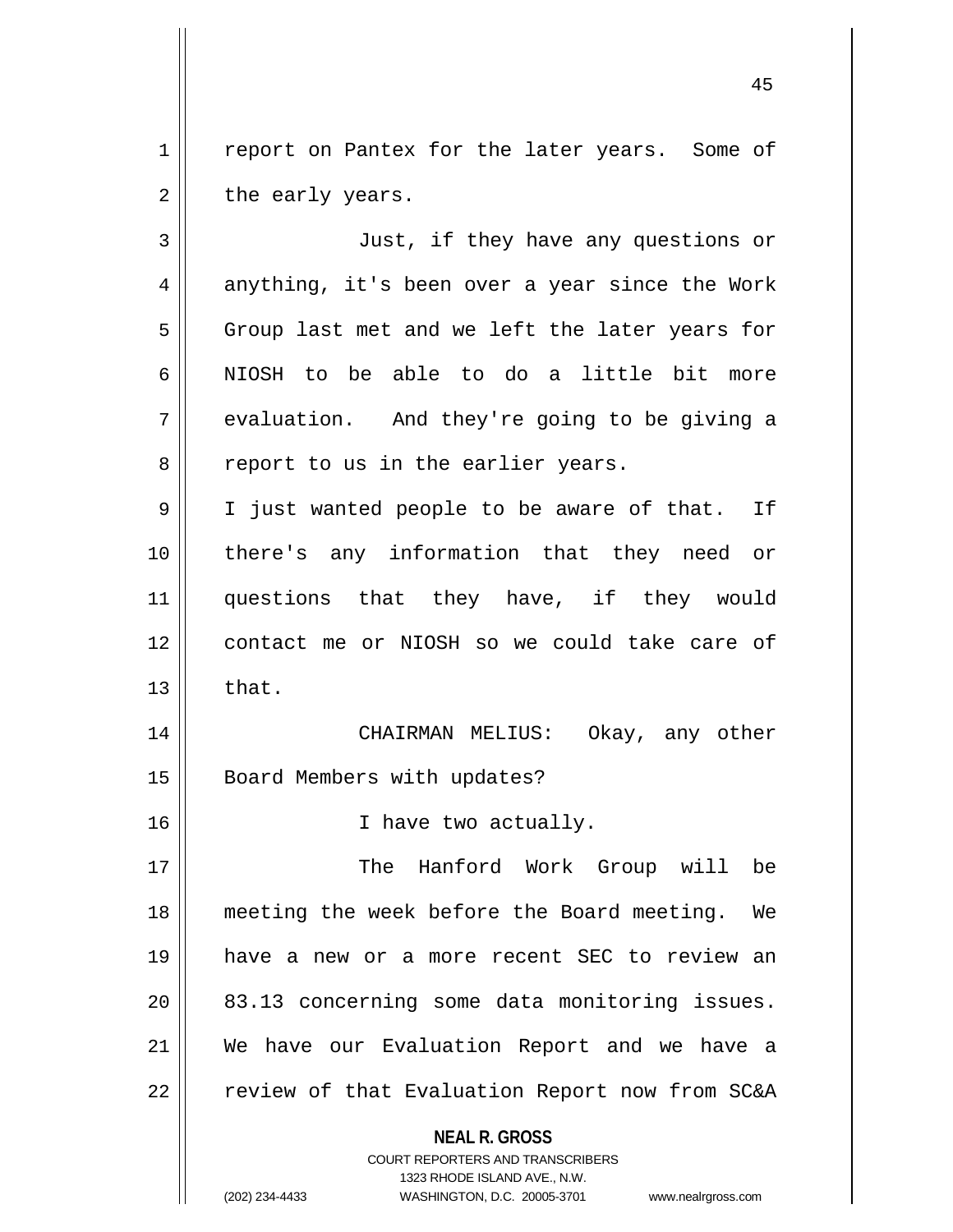report on Pantex for the later years. Some of the early years.

Just, if they have any questions or anything, it's been over a year since the Work Group last met and we left the later years for NIOSH to be able to do a little bit more evaluation. And they're going to be giving a report to us in the earlier years.

I just wanted people to be aware of that. If there's any information that they need or questions that they have, if they would contact me or NIOSH so we could take care of that.

CHAIRMAN MELIUS: Okay, any other Board Members with updates?

I have two actually.

The Hanford Work Group will be meeting the week before the Board meeting. We have a new or a more recent SEC to review an 83.13 concerning some data monitoring issues. We have our Evaluation Report and we have a review of that Evaluation Report now from SC&A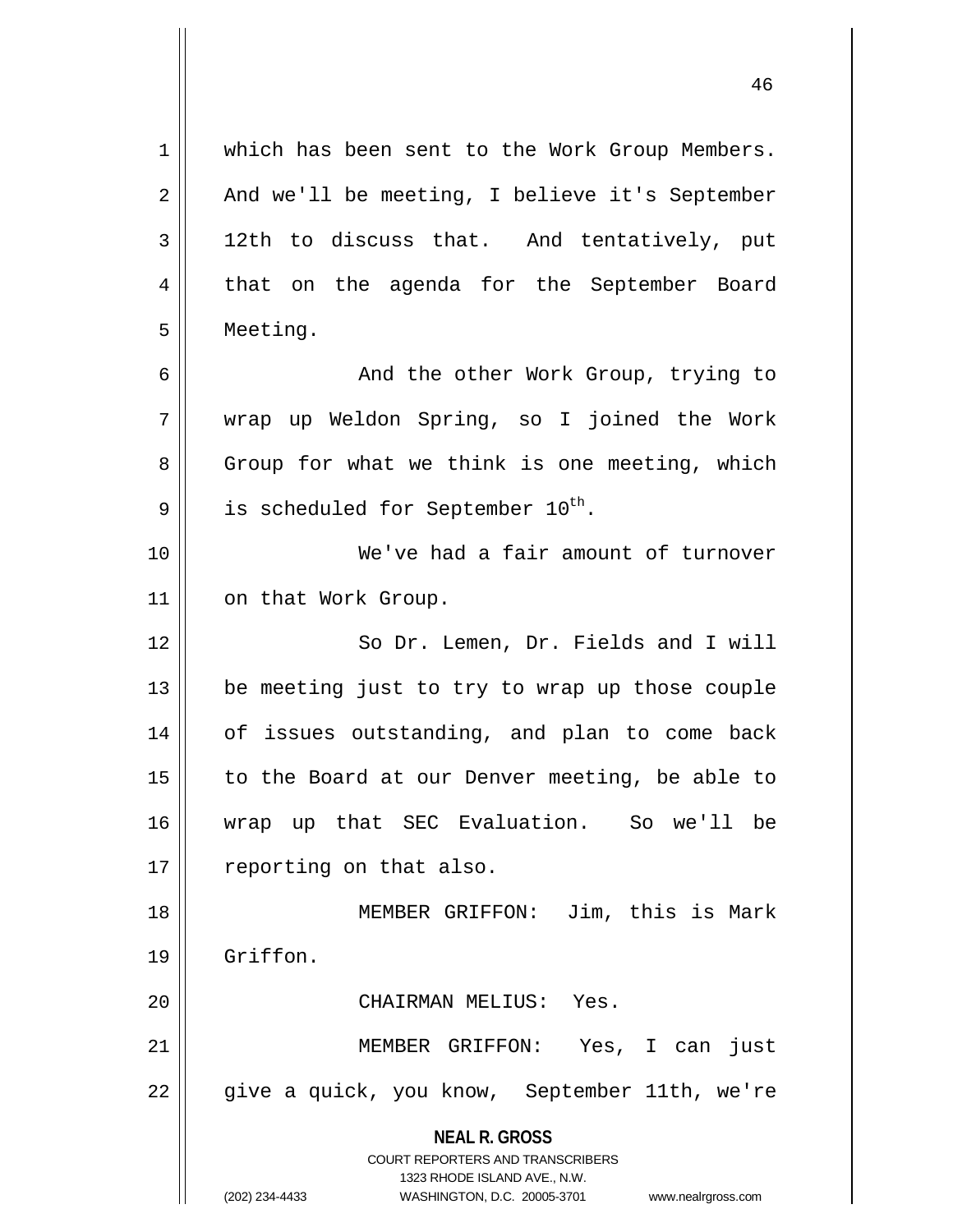which has been sent to the Work Group Members. And we'll be meeting, I believe it's September 12th to discuss that. And tentatively, put that on the agenda for the September Board Meeting.

And the other Work Group, trying to wrap up Weldon Spring, so I joined the Work Group for what we think is one meeting, which is scheduled for September $10^{th}$.

We've had a fair amount of turnover on that Work Group.

So Dr. Lemen, Dr. Fields and I will be meeting just to try to wrap up those couple of issues outstanding, and plan to come back to the Board at our Denver meeting, be able to wrap up that SEC Evaluation. So we'll be reporting on that also.

MEMBER GRIFFON: Jim, this is Mark Griffon.

CHAIRMAN MELIUS: Yes.

MEMBER GRIFFON: Yes, I can just give a quick, you know, September 11th, we're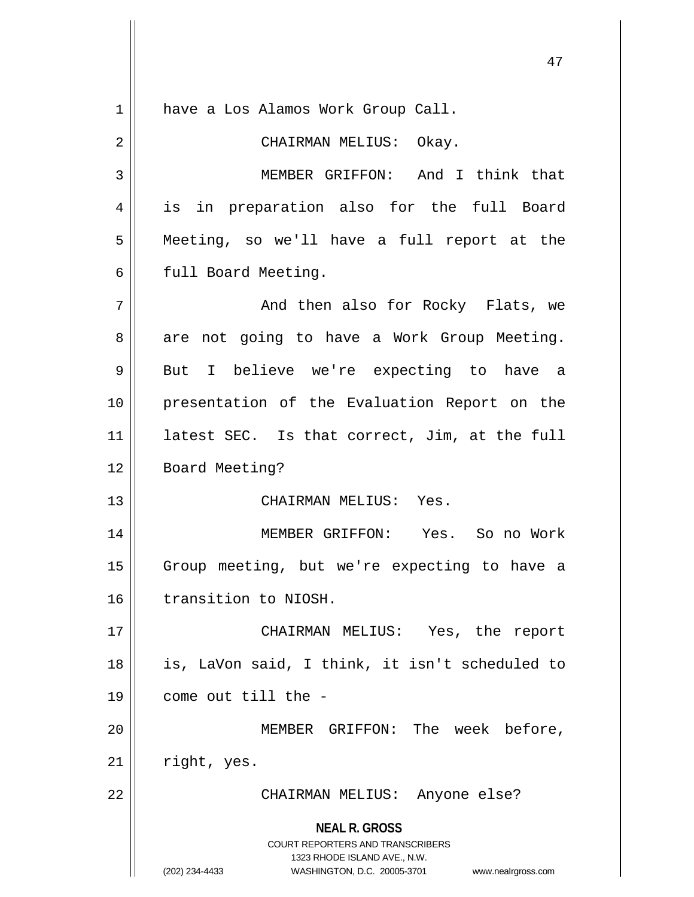have a Los Alamos Work Group Call.

CHAIRMAN MELIUS: Okay.

MEMBER GRIFFON: And I think that is in preparation also for the full Board Meeting, so we'll have a full report at the full Board Meeting.

And then also for Rocky Flats, we are not going to have a Work Group Meeting. But I believe we're expecting to have a presentation of the Evaluation Report on the latest SEC. Is that correct, Jim, at the full Board Meeting?

CHAIRMAN MELIUS: Yes.

MEMBER GRIFFON: Yes. So no Work Group meeting, but we're expecting to have a transition to NIOSH.

CHAIRMAN MELIUS: Yes, the report is, LaVon said, I think, it isn't scheduled to come out till the -

MEMBER GRIFFON: The week before, right, yes.

CHAIRMAN MELIUS: Anyone else?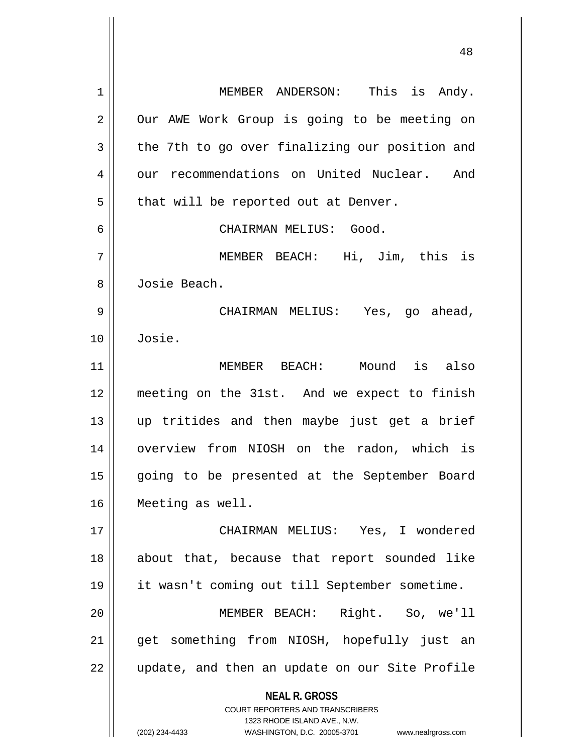MEMBER ANDERSON: This is Andy. Our AWE Work Group is going to be meeting on the 7th to go over finalizing our position and our recommendations on United Nuclear. And that will be reported out at Denver.

CHAIRMAN MELIUS: Good.

MEMBER BEACH: Hi, Jim, this is Josie Beach.

CHAIRMAN MELIUS: Yes, go ahead, Josie.

MEMBER BEACH: Mound is also meeting on the 31st. And we expect to finish up tritides and then maybe just get a brief overview from NIOSH on the radon, which is going to be presented at the September Board Meeting as well.

CHAIRMAN MELIUS: Yes, I wondered about that, because that report sounded like it wasn't coming out till September sometime.

MEMBER BEACH: Right. So, we'll get something from NIOSH, hopefully just an update, and then an update on our Site Profile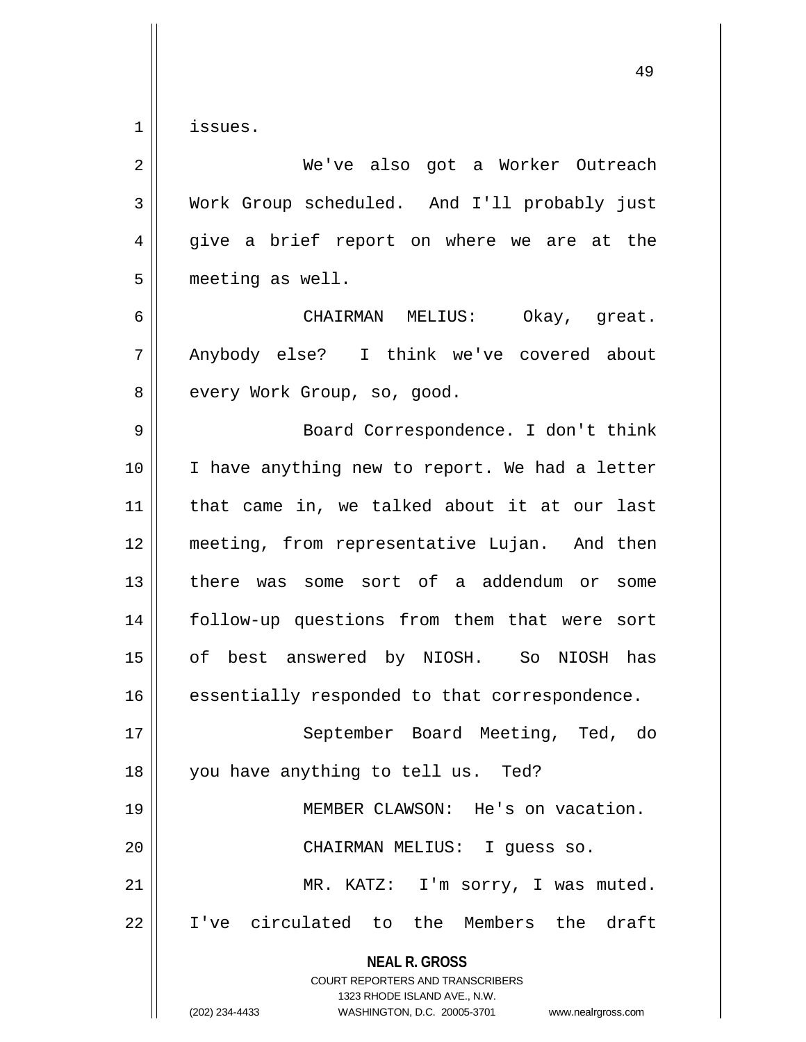issues.

We've also got a Worker Outreach Work Group scheduled. And I'll probably just give a brief report on where we are at the meeting as well.

CHAIRMAN MELIUS: Okay, great. Anybody else? I think we've covered about every Work Group, so, good.

Board Correspondence. I don't think I have anything new to report. We had a letter that came in, we talked about it at our last meeting, from representative Lujan. And then there was some sort of a addendum or some follow-up questions from them that were sort of best answered by NIOSH. So NIOSH has essentially responded to that correspondence.

September Board Meeting, Ted, do you have anything to tell us. Ted?

MEMBER CLAWSON: He's on vacation.

CHAIRMAN MELIUS: I guess so.

MR. KATZ: I'm sorry, I was muted. I've circulated to the Members the draft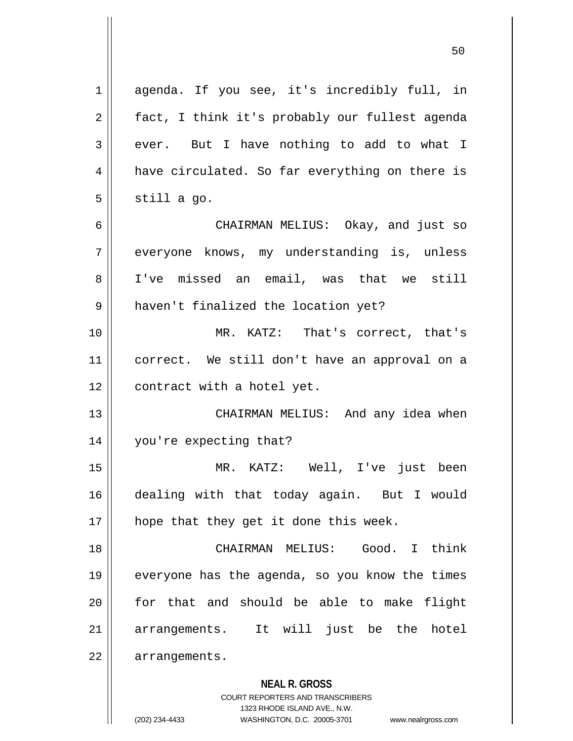agenda. If you see, it's incredibly full, in fact, I think it's probably our fullest agenda ever. But I have nothing to add to what I have circulated. So far everything on there is still a go.

CHAIRMAN MELIUS: Okay, and just so everyone knows, my understanding is, unless I've missed an email, was that we still haven't finalized the location yet?

MR. KATZ: That's correct, that's correct. We still don't have an approval on a contract with a hotel yet.

CHAIRMAN MELIUS: And any idea when you're expecting that?

MR. KATZ: Well, I've just been dealing with that today again. But I would hope that they get it done this week.

CHAIRMAN MELIUS: Good. I think everyone has the agenda, so you know the times for that and should be able to make flight arrangements. It will just be the hotel arrangements.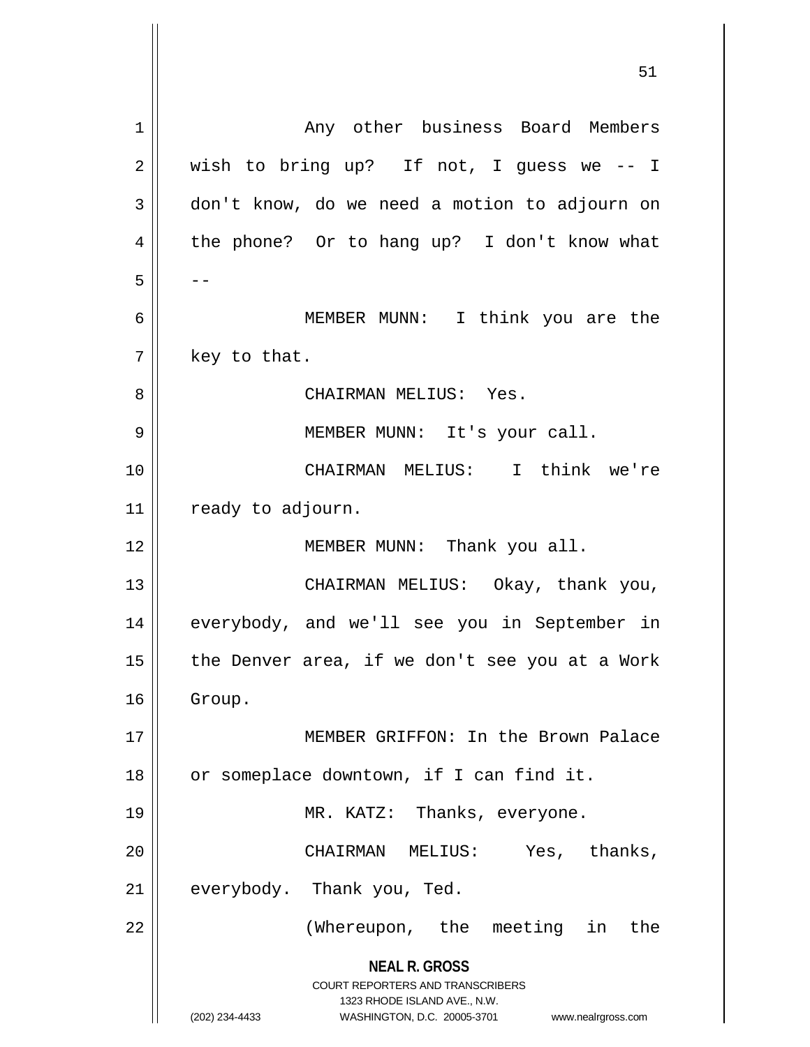Any other business Board Members wish to bring up? If not, I guess we -- I don't know, do we need a motion to adjourn on the phone? Or to hang up? I don't know what --

MEMBER MUNN: I think you are the key to that.

CHAIRMAN MELIUS: Yes.

MEMBER MUNN: It's your call.

CHAIRMAN MELIUS: I think we're ready to adjourn.

MEMBER MUNN: Thank you all.

CHAIRMAN MELIUS: Okay, thank you, everybody, and we'll see you in September in the Denver area, if we don't see you at a Work Group.

MEMBER GRIFFON: In the Brown Palace or someplace downtown, if I can find it.

MR. KATZ: Thanks, everyone.

CHAIRMAN MELIUS: Yes, thanks, everybody. Thank you, Ted.

(Whereupon, the meeting in the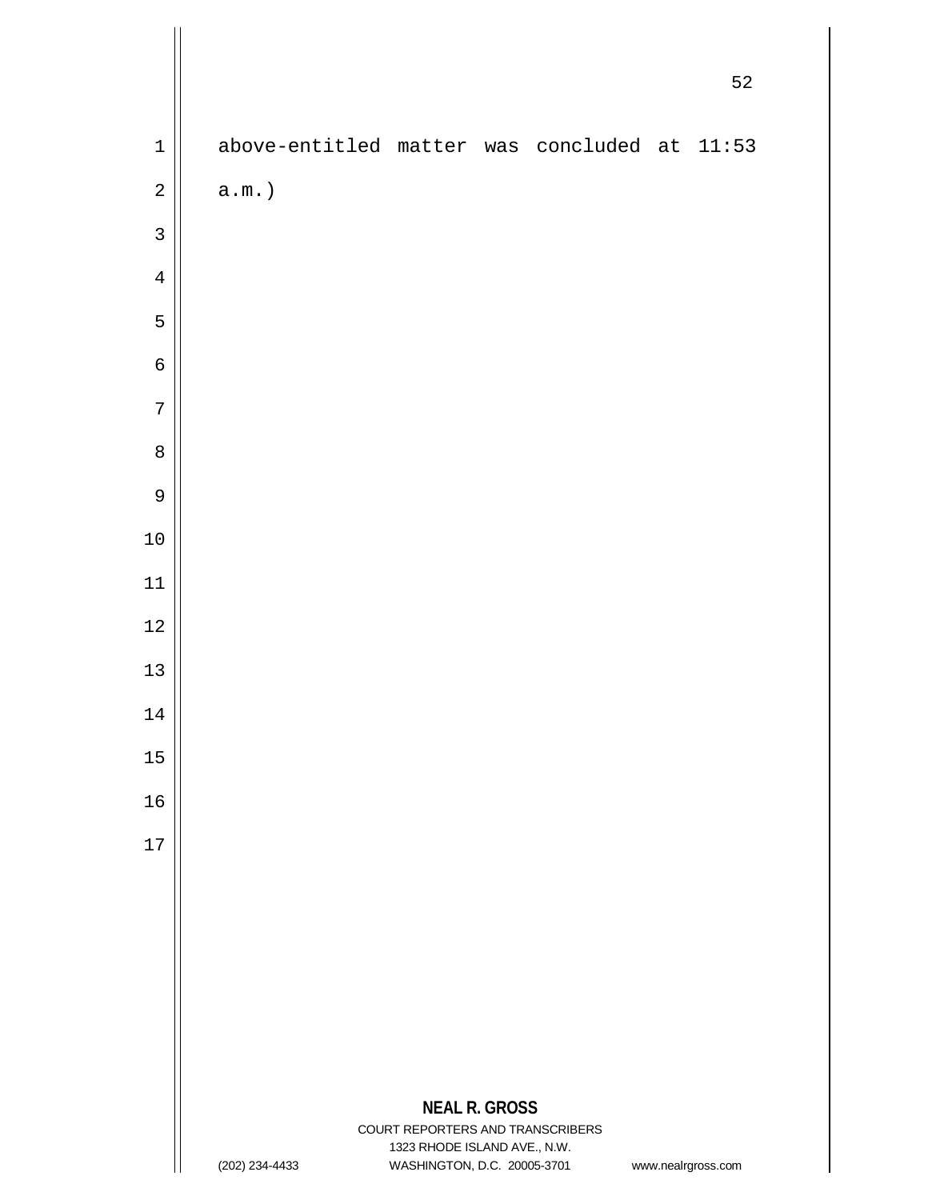above-entitled matter was concluded at 11:53 a.m.)